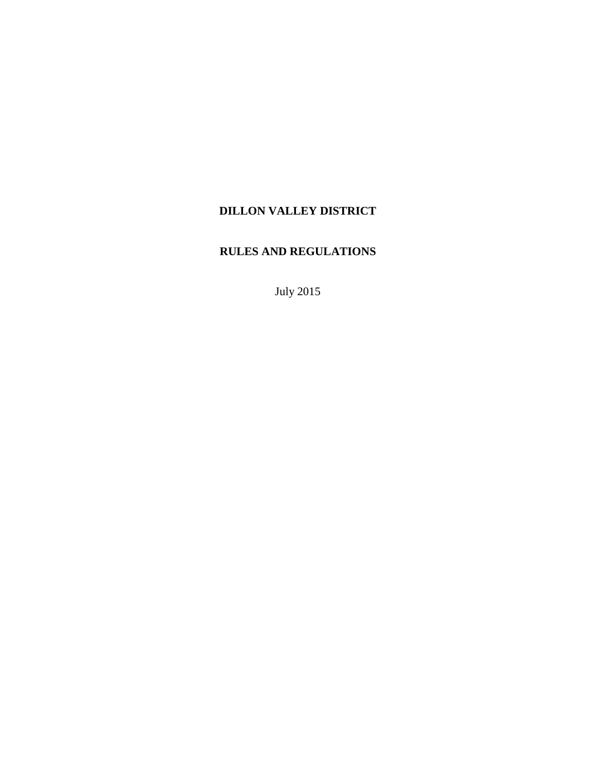# DILLON VALLEY DISTRICT

# RULES AND REGULATIONS

July 2015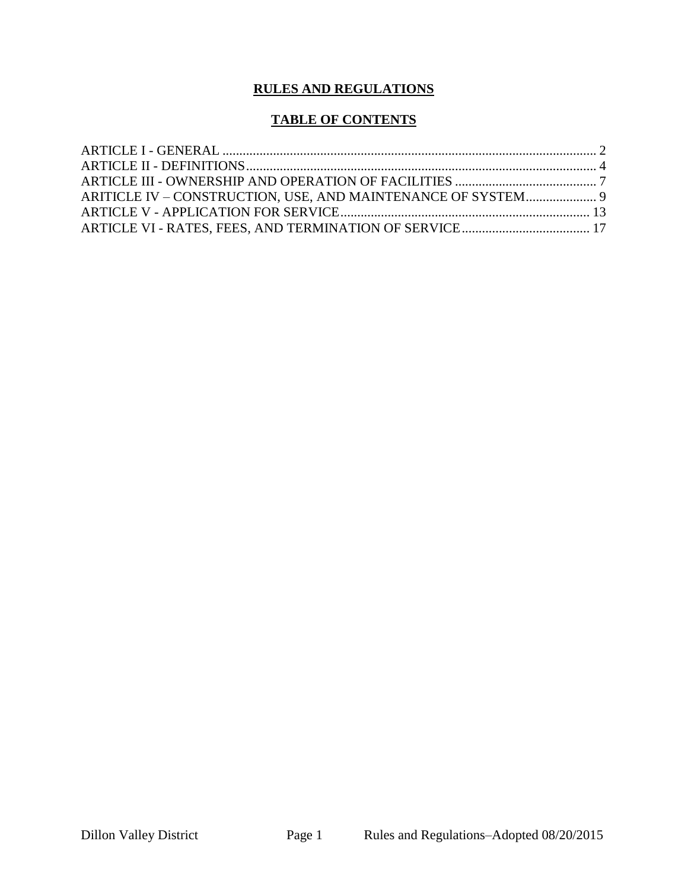# RULES AND REGULATIONS

## TABLE OF CONTENTS

ARTICLE I - GENERAL .......... 2
ARTICLE II - DEFINITIONS .......... 4
ARTICLE III - OWNERSHIP AND OPERATION OF FACILITIES .......... 7
ARITICLE IV – CONSTRUCTION, USE, AND MAINTENANCE OF SYSTEM .......... 9
ARTICLE V - APPLICATION FOR SERVICE .......... 13
ARTICLE VI - RATES, FEES, AND TERMINATION OF SERVICE .......... 17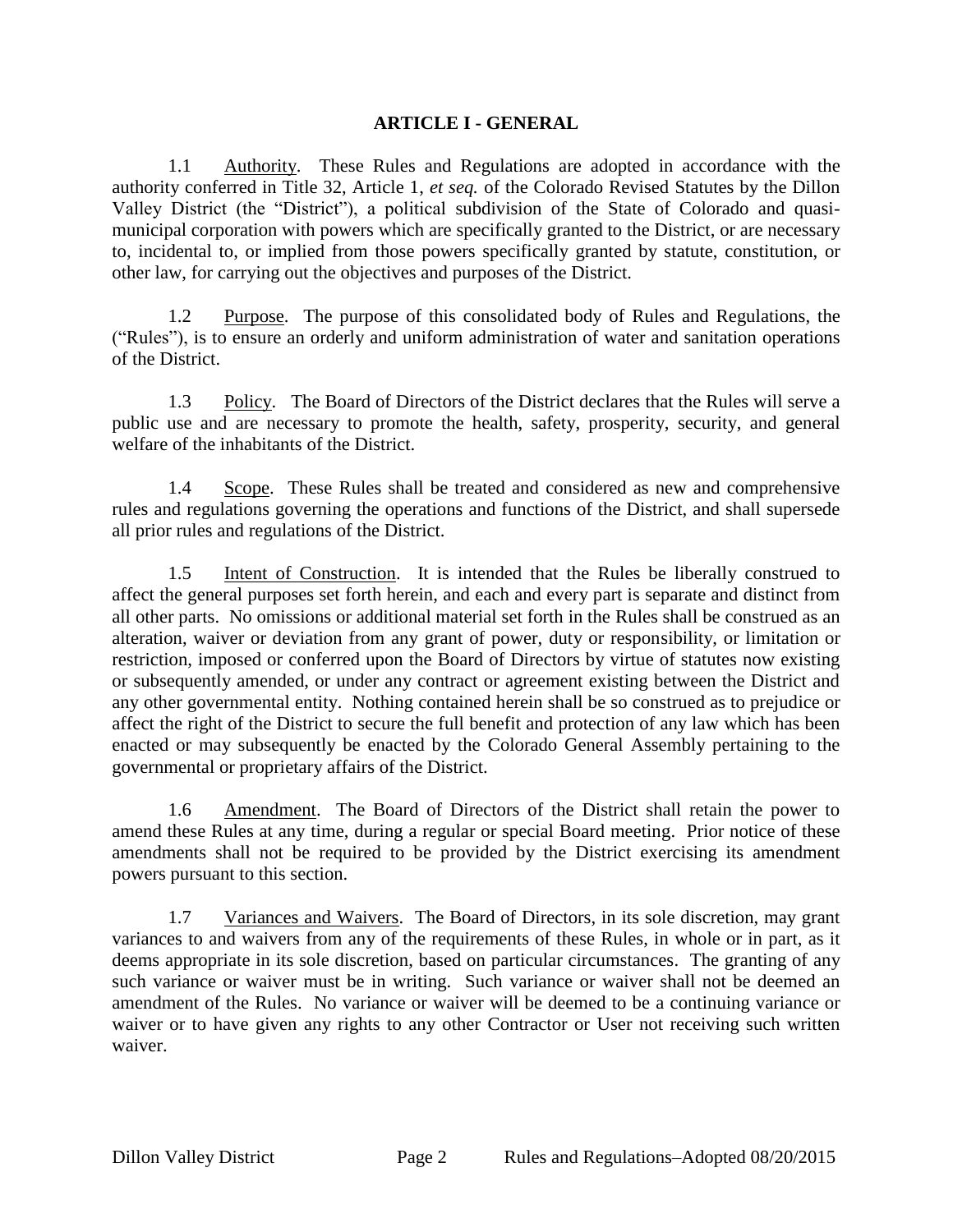# ARTICLE I - GENERAL

1.1 Authority. These Rules and Regulations are adopted in accordance with the authority conferred in Title 32, Article 1, *et seq.* of the Colorado Revised Statutes by the Dillon Valley District (the "District"), a political subdivision of the State of Colorado and quasi-municipal corporation with powers which are specifically granted to the District, or are necessary to, incidental to, or implied from those powers specifically granted by statute, constitution, or other law, for carrying out the objectives and purposes of the District.

1.2 Purpose. The purpose of this consolidated body of Rules and Regulations, the ("Rules"), is to ensure an orderly and uniform administration of water and sanitation operations of the District.

1.3 Policy. The Board of Directors of the District declares that the Rules will serve a public use and are necessary to promote the health, safety, prosperity, security, and general welfare of the inhabitants of the District.

1.4 Scope. These Rules shall be treated and considered as new and comprehensive rules and regulations governing the operations and functions of the District, and shall supersede all prior rules and regulations of the District.

1.5 Intent of Construction. It is intended that the Rules be liberally construed to affect the general purposes set forth herein, and each and every part is separate and distinct from all other parts. No omissions or additional material set forth in the Rules shall be construed as an alteration, waiver or deviation from any grant of power, duty or responsibility, or limitation or restriction, imposed or conferred upon the Board of Directors by virtue of statutes now existing or subsequently amended, or under any contract or agreement existing between the District and any other governmental entity. Nothing contained herein shall be so construed as to prejudice or affect the right of the District to secure the full benefit and protection of any law which has been enacted or may subsequently be enacted by the Colorado General Assembly pertaining to the governmental or proprietary affairs of the District.

1.6 Amendment. The Board of Directors of the District shall retain the power to amend these Rules at any time, during a regular or special Board meeting. Prior notice of these amendments shall not be required to be provided by the District exercising its amendment powers pursuant to this section.

1.7 Variances and Waivers. The Board of Directors, in its sole discretion, may grant variances to and waivers from any of the requirements of these Rules, in whole or in part, as it deems appropriate in its sole discretion, based on particular circumstances. The granting of any such variance or waiver must be in writing. Such variance or waiver shall not be deemed an amendment of the Rules. No variance or waiver will be deemed to be a continuing variance or waiver or to have given any rights to any other Contractor or User not receiving such written waiver.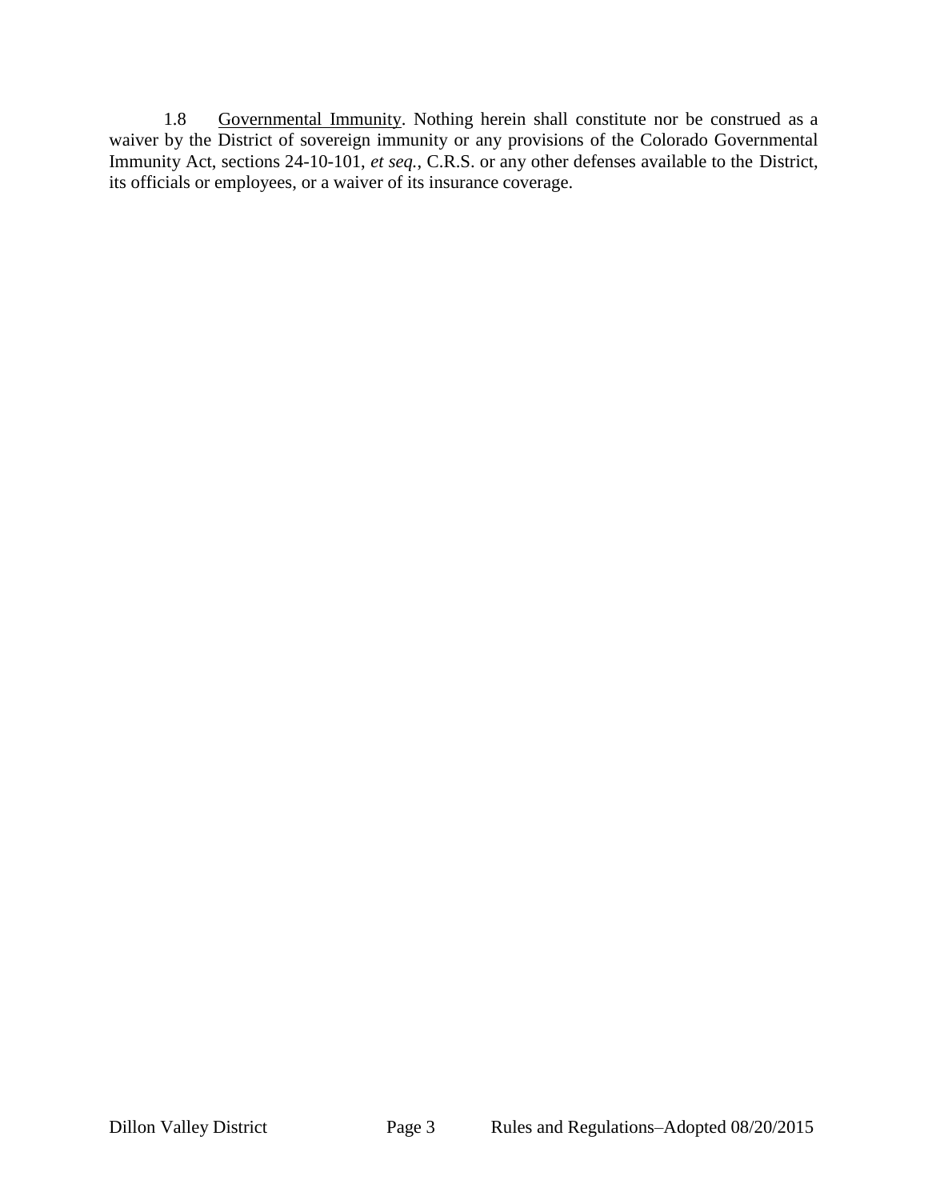1.8 Governmental Immunity. Nothing herein shall constitute nor be construed as a waiver by the District of sovereign immunity or any provisions of the Colorado Governmental Immunity Act, sections 24-10-101, *et seq.*, C.R.S. or any other defenses available to the District, its officials or employees, or a waiver of its insurance coverage.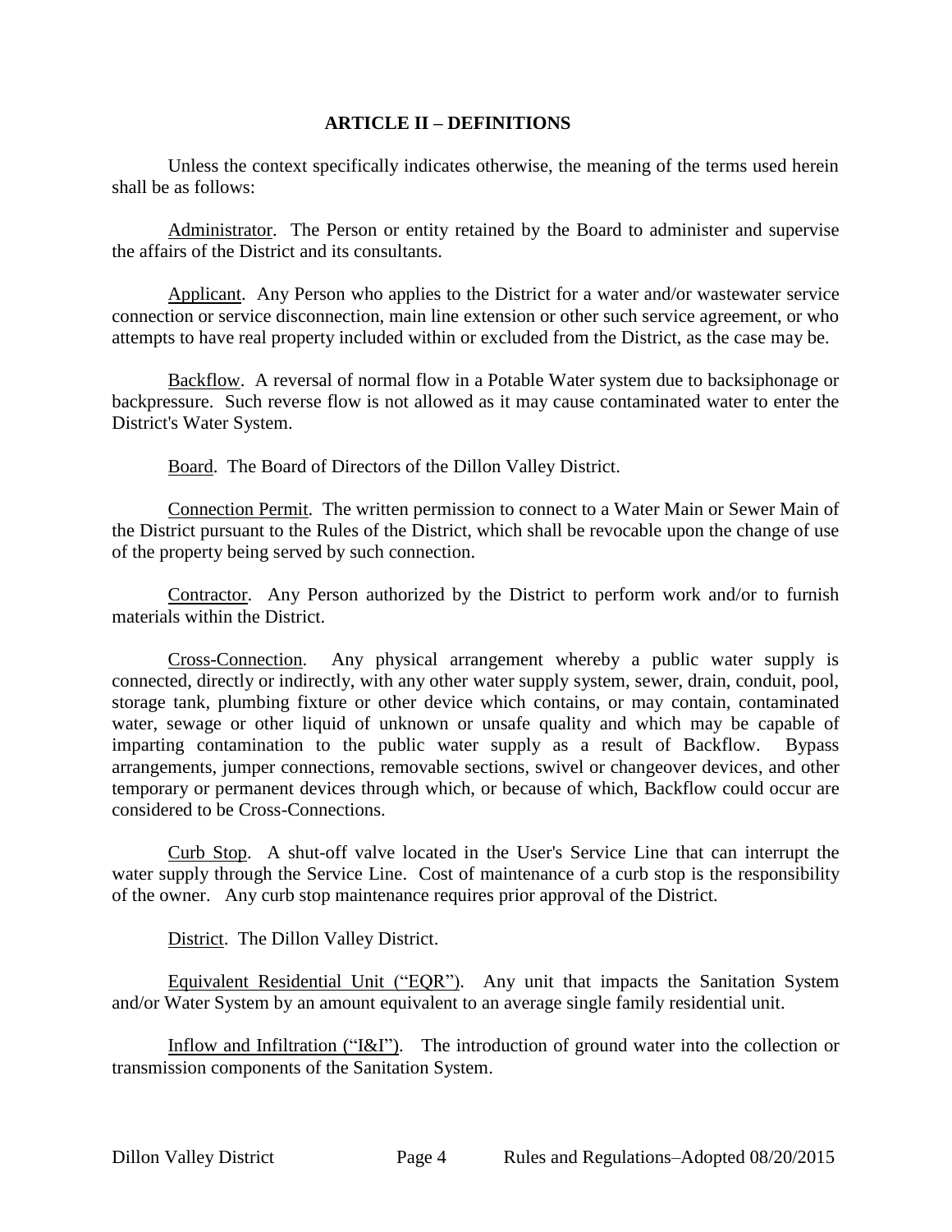## ARTICLE II – DEFINITIONS

Unless the context specifically indicates otherwise, the meaning of the terms used herein shall be as follows:

Administrator. The Person or entity retained by the Board to administer and supervise the affairs of the District and its consultants.

Applicant. Any Person who applies to the District for a water and/or wastewater service connection or service disconnection, main line extension or other such service agreement, or who attempts to have real property included within or excluded from the District, as the case may be.

Backflow. A reversal of normal flow in a Potable Water system due to backsiphonage or backpressure. Such reverse flow is not allowed as it may cause contaminated water to enter the District's Water System.

Board. The Board of Directors of the Dillon Valley District.

Connection Permit. The written permission to connect to a Water Main or Sewer Main of the District pursuant to the Rules of the District, which shall be revocable upon the change of use of the property being served by such connection.

Contractor. Any Person authorized by the District to perform work and/or to furnish materials within the District.

Cross-Connection. Any physical arrangement whereby a public water supply is connected, directly or indirectly, with any other water supply system, sewer, drain, conduit, pool, storage tank, plumbing fixture or other device which contains, or may contain, contaminated water, sewage or other liquid of unknown or unsafe quality and which may be capable of imparting contamination to the public water supply as a result of Backflow. Bypass arrangements, jumper connections, removable sections, swivel or changeover devices, and other temporary or permanent devices through which, or because of which, Backflow could occur are considered to be Cross-Connections.

Curb Stop. A shut-off valve located in the User's Service Line that can interrupt the water supply through the Service Line. Cost of maintenance of a curb stop is the responsibility of the owner. Any curb stop maintenance requires prior approval of the District.

District. The Dillon Valley District.

Equivalent Residential Unit ("EQR"). Any unit that impacts the Sanitation System and/or Water System by an amount equivalent to an average single family residential unit.

Inflow and Infiltration ("I&I"). The introduction of ground water into the collection or transmission components of the Sanitation System.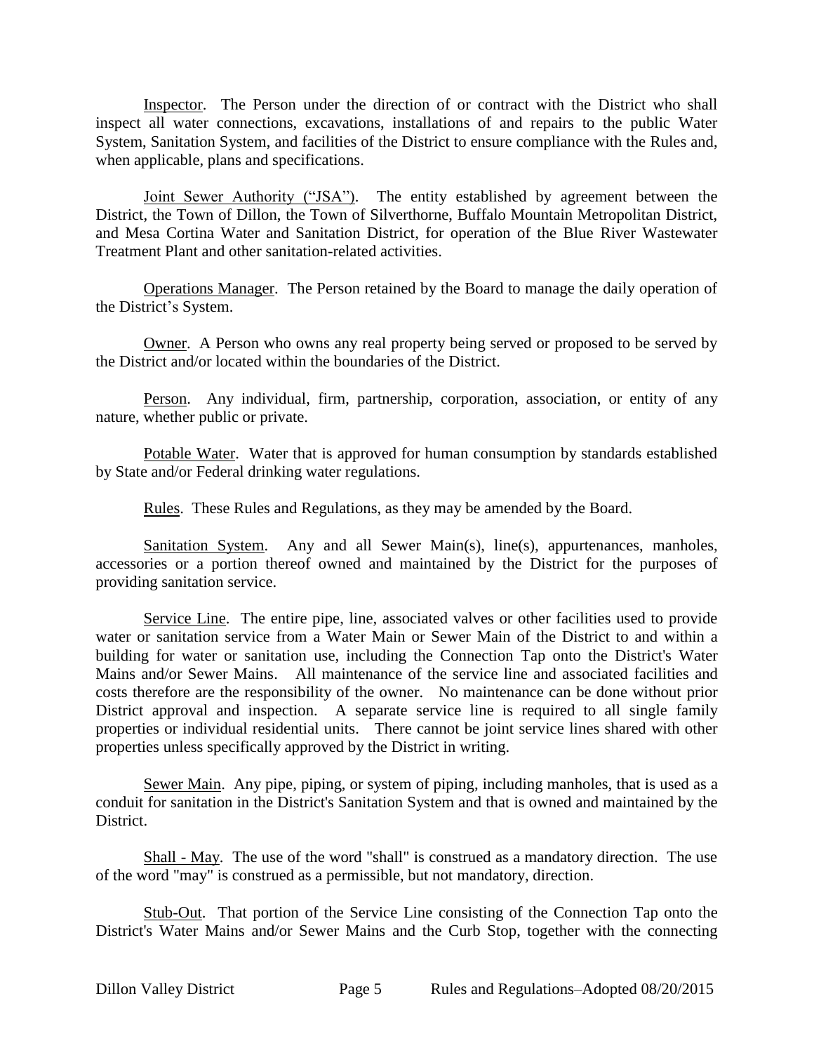Inspector. The Person under the direction of or contract with the District who shall inspect all water connections, excavations, installations of and repairs to the public Water System, Sanitation System, and facilities of the District to ensure compliance with the Rules and, when applicable, plans and specifications.

Joint Sewer Authority ("JSA"). The entity established by agreement between the District, the Town of Dillon, the Town of Silverthorne, Buffalo Mountain Metropolitan District, and Mesa Cortina Water and Sanitation District, for operation of the Blue River Wastewater Treatment Plant and other sanitation-related activities.

Operations Manager. The Person retained by the Board to manage the daily operation of the District's System.

Owner. A Person who owns any real property being served or proposed to be served by the District and/or located within the boundaries of the District.

Person. Any individual, firm, partnership, corporation, association, or entity of any nature, whether public or private.

Potable Water. Water that is approved for human consumption by standards established by State and/or Federal drinking water regulations.

Rules. These Rules and Regulations, as they may be amended by the Board.

Sanitation System. Any and all Sewer Main(s), line(s), appurtenances, manholes, accessories or a portion thereof owned and maintained by the District for the purposes of providing sanitation service.

Service Line. The entire pipe, line, associated valves or other facilities used to provide water or sanitation service from a Water Main or Sewer Main of the District to and within a building for water or sanitation use, including the Connection Tap onto the District's Water Mains and/or Sewer Mains. All maintenance of the service line and associated facilities and costs therefore are the responsibility of the owner. No maintenance can be done without prior District approval and inspection. A separate service line is required to all single family properties or individual residential units. There cannot be joint service lines shared with other properties unless specifically approved by the District in writing.

Sewer Main. Any pipe, piping, or system of piping, including manholes, that is used as a conduit for sanitation in the District's Sanitation System and that is owned and maintained by the District.

Shall - May. The use of the word "shall" is construed as a mandatory direction. The use of the word "may" is construed as a permissible, but not mandatory, direction.

Stub-Out. That portion of the Service Line consisting of the Connection Tap onto the District's Water Mains and/or Sewer Mains and the Curb Stop, together with the connecting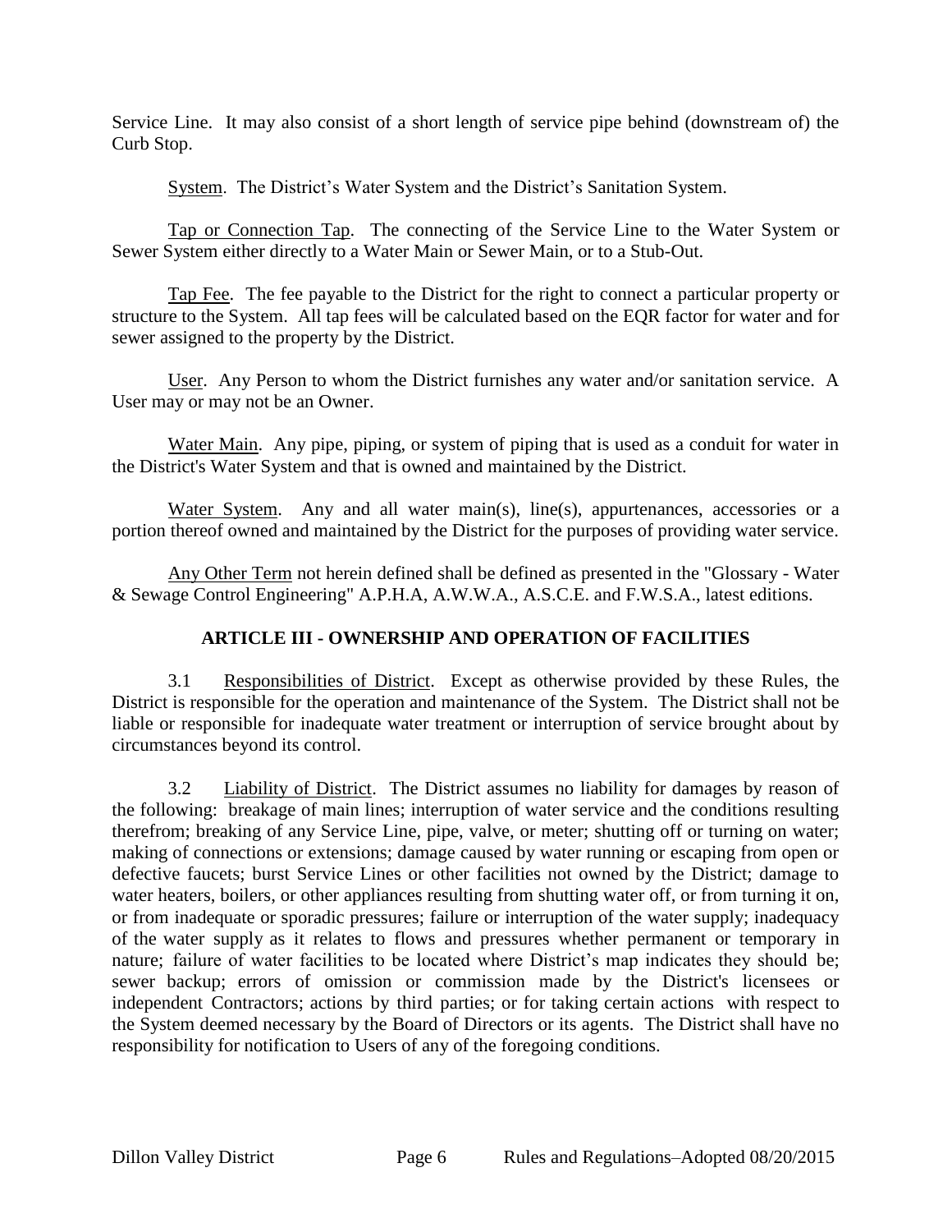Service Line. It may also consist of a short length of service pipe behind (downstream of) the Curb Stop.

System. The District's Water System and the District's Sanitation System.

Tap or Connection Tap. The connecting of the Service Line to the Water System or Sewer System either directly to a Water Main or Sewer Main, or to a Stub-Out.

Tap Fee. The fee payable to the District for the right to connect a particular property or structure to the System. All tap fees will be calculated based on the EQR factor for water and for sewer assigned to the property by the District.

User. Any Person to whom the District furnishes any water and/or sanitation service. A User may or may not be an Owner.

Water Main. Any pipe, piping, or system of piping that is used as a conduit for water in the District's Water System and that is owned and maintained by the District.

Water System. Any and all water main(s), line(s), appurtenances, accessories or a portion thereof owned and maintained by the District for the purposes of providing water service.

Any Other Term not herein defined shall be defined as presented in the "Glossary - Water & Sewage Control Engineering" A.P.H.A, A.W.W.A., A.S.C.E. and F.W.S.A., latest editions.

## ARTICLE III - OWNERSHIP AND OPERATION OF FACILITIES

3.1 Responsibilities of District. Except as otherwise provided by these Rules, the District is responsible for the operation and maintenance of the System. The District shall not be liable or responsible for inadequate water treatment or interruption of service brought about by circumstances beyond its control.

3.2 Liability of District. The District assumes no liability for damages by reason of the following: breakage of main lines; interruption of water service and the conditions resulting therefrom; breaking of any Service Line, pipe, valve, or meter; shutting off or turning on water; making of connections or extensions; damage caused by water running or escaping from open or defective faucets; burst Service Lines or other facilities not owned by the District; damage to water heaters, boilers, or other appliances resulting from shutting water off, or from turning it on, or from inadequate or sporadic pressures; failure or interruption of the water supply; inadequacy of the water supply as it relates to flows and pressures whether permanent or temporary in nature; failure of water facilities to be located where District's map indicates they should be; sewer backup; errors of omission or commission made by the District's licensees or independent Contractors; actions by third parties; or for taking certain actions with respect to the System deemed necessary by the Board of Directors or its agents. The District shall have no responsibility for notification to Users of any of the foregoing conditions.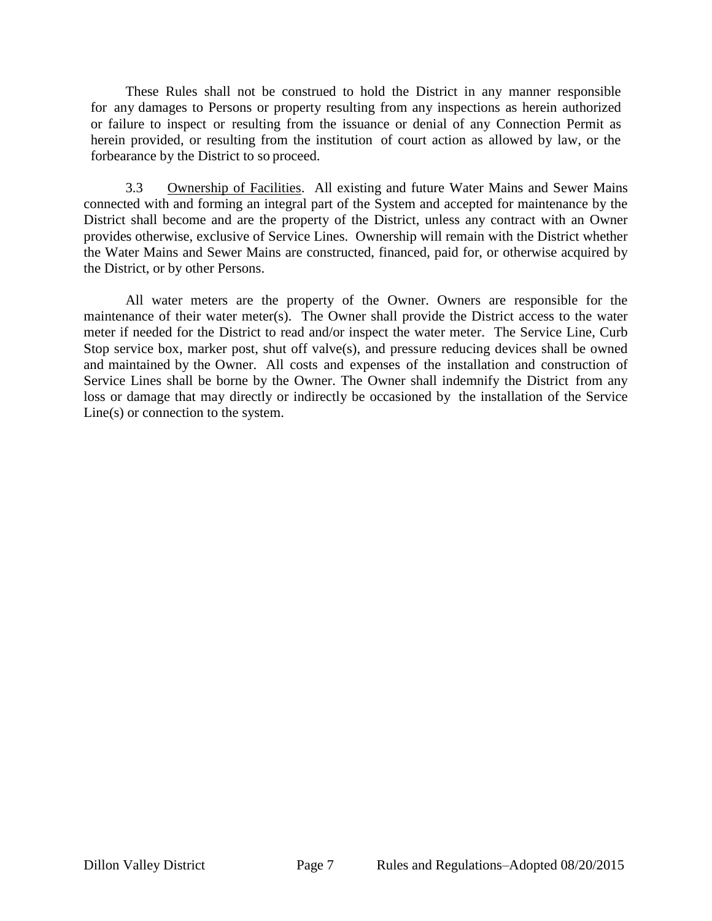These Rules shall not be construed to hold the District in any manner responsible for any damages to Persons or property resulting from any inspections as herein authorized or failure to inspect or resulting from the issuance or denial of any Connection Permit as herein provided, or resulting from the institution of court action as allowed by law, or the forbearance by the District to so proceed.

3.3 Ownership of Facilities. All existing and future Water Mains and Sewer Mains connected with and forming an integral part of the System and accepted for maintenance by the District shall become and are the property of the District, unless any contract with an Owner provides otherwise, exclusive of Service Lines. Ownership will remain with the District whether the Water Mains and Sewer Mains are constructed, financed, paid for, or otherwise acquired by the District, or by other Persons.

All water meters are the property of the Owner. Owners are responsible for the maintenance of their water meter(s). The Owner shall provide the District access to the water meter if needed for the District to read and/or inspect the water meter. The Service Line, Curb Stop service box, marker post, shut off valve(s), and pressure reducing devices shall be owned and maintained by the Owner. All costs and expenses of the installation and construction of Service Lines shall be borne by the Owner. The Owner shall indemnify the District from any loss or damage that may directly or indirectly be occasioned by the installation of the Service Line(s) or connection to the system.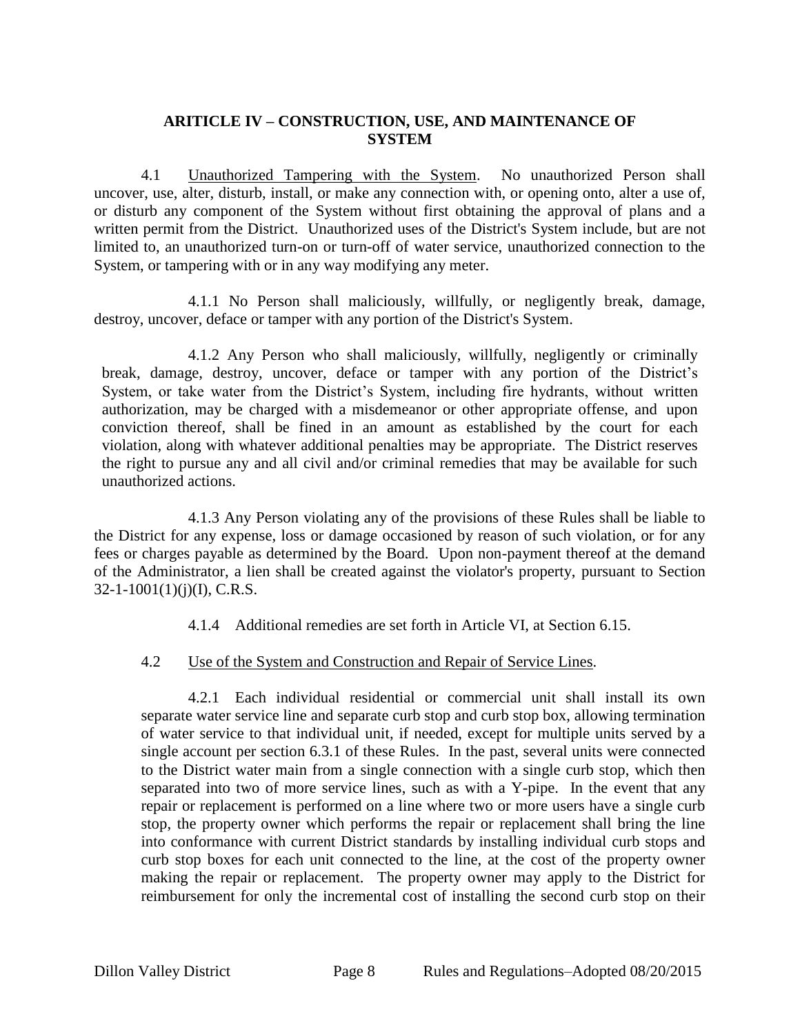## ARITICLE IV – CONSTRUCTION, USE, AND MAINTENANCE OF SYSTEM

4.1 Unauthorized Tampering with the System. No unauthorized Person shall uncover, use, alter, disturb, install, or make any connection with, or opening onto, alter a use of, or disturb any component of the System without first obtaining the approval of plans and a written permit from the District. Unauthorized uses of the District's System include, but are not limited to, an unauthorized turn-on or turn-off of water service, unauthorized connection to the System, or tampering with or in any way modifying any meter.

4.1.1 No Person shall maliciously, willfully, or negligently break, damage, destroy, uncover, deface or tamper with any portion of the District's System.

4.1.2 Any Person who shall maliciously, willfully, negligently or criminally break, damage, destroy, uncover, deface or tamper with any portion of the District's System, or take water from the District's System, including fire hydrants, without written authorization, may be charged with a misdemeanor or other appropriate offense, and upon conviction thereof, shall be fined in an amount as established by the court for each violation, along with whatever additional penalties may be appropriate. The District reserves the right to pursue any and all civil and/or criminal remedies that may be available for such unauthorized actions.

4.1.3 Any Person violating any of the provisions of these Rules shall be liable to the District for any expense, loss or damage occasioned by reason of such violation, or for any fees or charges payable as determined by the Board. Upon non-payment thereof at the demand of the Administrator, a lien shall be created against the violator's property, pursuant to Section 32-1-1001(1)(j)(I), C.R.S.

4.1.4 Additional remedies are set forth in Article VI, at Section 6.15.

4.2 Use of the System and Construction and Repair of Service Lines.

4.2.1 Each individual residential or commercial unit shall install its own separate water service line and separate curb stop and curb stop box, allowing termination of water service to that individual unit, if needed, except for multiple units served by a single account per section 6.3.1 of these Rules. In the past, several units were connected to the District water main from a single connection with a single curb stop, which then separated into two of more service lines, such as with a Y-pipe. In the event that any repair or replacement is performed on a line where two or more users have a single curb stop, the property owner which performs the repair or replacement shall bring the line into conformance with current District standards by installing individual curb stops and curb stop boxes for each unit connected to the line, at the cost of the property owner making the repair or replacement. The property owner may apply to the District for reimbursement for only the incremental cost of installing the second curb stop on their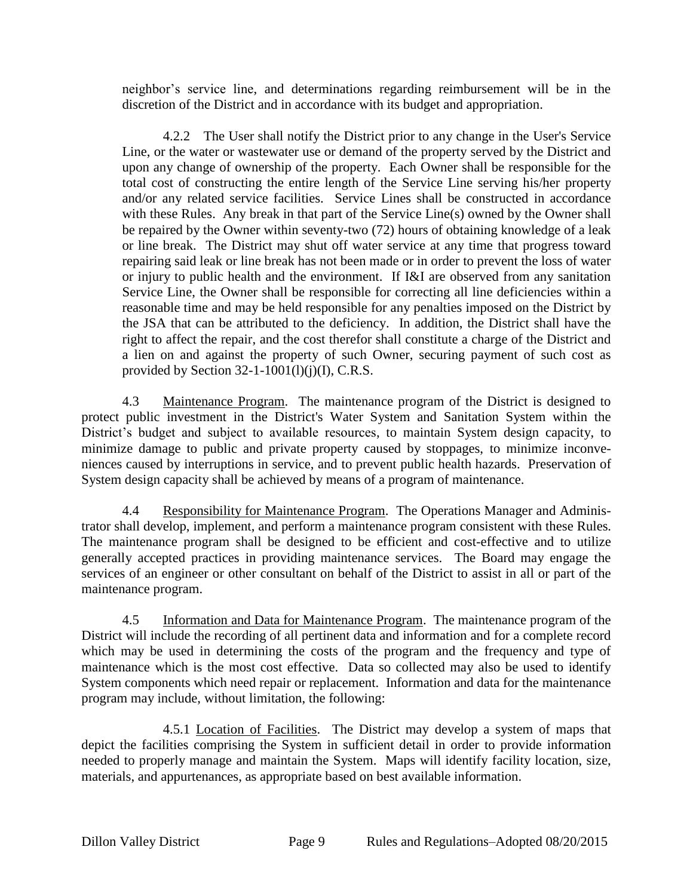neighbor's service line, and determinations regarding reimbursement will be in the discretion of the District and in accordance with its budget and appropriation.

4.2.2 The User shall notify the District prior to any change in the User's Service Line, or the water or wastewater use or demand of the property served by the District and upon any change of ownership of the property. Each Owner shall be responsible for the total cost of constructing the entire length of the Service Line serving his/her property and/or any related service facilities. Service Lines shall be constructed in accordance with these Rules. Any break in that part of the Service Line(s) owned by the Owner shall be repaired by the Owner within seventy-two (72) hours of obtaining knowledge of a leak or line break. The District may shut off water service at any time that progress toward repairing said leak or line break has not been made or in order to prevent the loss of water or injury to public health and the environment. If I&I are observed from any sanitation Service Line, the Owner shall be responsible for correcting all line deficiencies within a reasonable time and may be held responsible for any penalties imposed on the District by the JSA that can be attributed to the deficiency. In addition, the District shall have the right to affect the repair, and the cost therefor shall constitute a charge of the District and a lien on and against the property of such Owner, securing payment of such cost as provided by Section 32-1-1001(l)(j)(I), C.R.S.

4.3 Maintenance Program. The maintenance program of the District is designed to protect public investment in the District's Water System and Sanitation System within the District's budget and subject to available resources, to maintain System design capacity, to minimize damage to public and private property caused by stoppages, to minimize inconveniences caused by interruptions in service, and to prevent public health hazards. Preservation of System design capacity shall be achieved by means of a program of maintenance.

4.4 Responsibility for Maintenance Program. The Operations Manager and Administrator shall develop, implement, and perform a maintenance program consistent with these Rules. The maintenance program shall be designed to be efficient and cost-effective and to utilize generally accepted practices in providing maintenance services. The Board may engage the services of an engineer or other consultant on behalf of the District to assist in all or part of the maintenance program.

4.5 Information and Data for Maintenance Program. The maintenance program of the District will include the recording of all pertinent data and information and for a complete record which may be used in determining the costs of the program and the frequency and type of maintenance which is the most cost effective. Data so collected may also be used to identify System components which need repair or replacement. Information and data for the maintenance program may include, without limitation, the following:

4.5.1 Location of Facilities. The District may develop a system of maps that depict the facilities comprising the System in sufficient detail in order to provide information needed to properly manage and maintain the System. Maps will identify facility location, size, materials, and appurtenances, as appropriate based on best available information.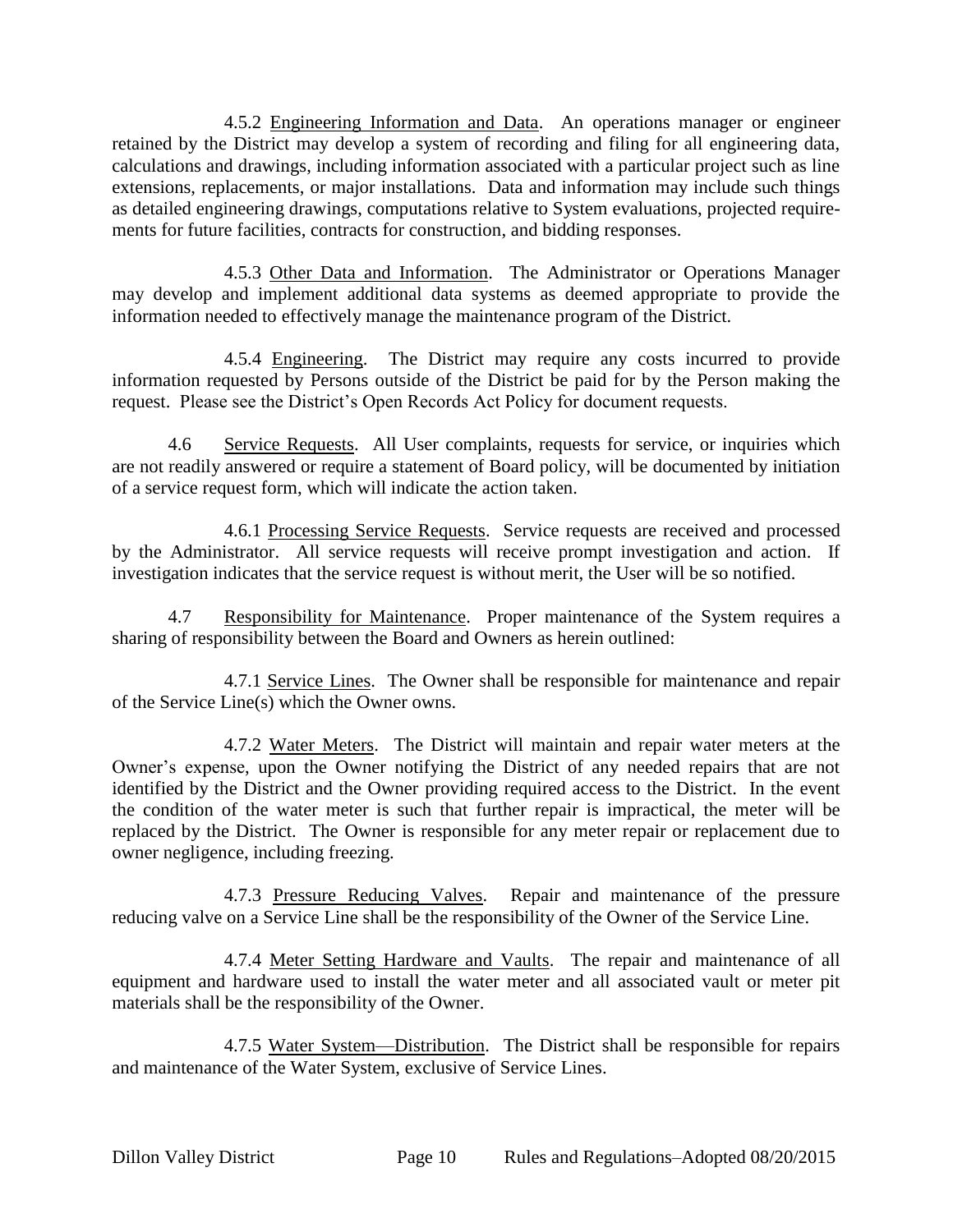4.5.2 Engineering Information and Data. An operations manager or engineer retained by the District may develop a system of recording and filing for all engineering data, calculations and drawings, including information associated with a particular project such as line extensions, replacements, or major installations. Data and information may include such things as detailed engineering drawings, computations relative to System evaluations, projected requirements for future facilities, contracts for construction, and bidding responses.

4.5.3 Other Data and Information. The Administrator or Operations Manager may develop and implement additional data systems as deemed appropriate to provide the information needed to effectively manage the maintenance program of the District.

4.5.4 Engineering. The District may require any costs incurred to provide information requested by Persons outside of the District be paid for by the Person making the request. Please see the District's Open Records Act Policy for document requests.

4.6 Service Requests. All User complaints, requests for service, or inquiries which are not readily answered or require a statement of Board policy, will be documented by initiation of a service request form, which will indicate the action taken.

4.6.1 Processing Service Requests. Service requests are received and processed by the Administrator. All service requests will receive prompt investigation and action. If investigation indicates that the service request is without merit, the User will be so notified.

4.7 Responsibility for Maintenance. Proper maintenance of the System requires a sharing of responsibility between the Board and Owners as herein outlined:

4.7.1 Service Lines. The Owner shall be responsible for maintenance and repair of the Service Line(s) which the Owner owns.

4.7.2 Water Meters. The District will maintain and repair water meters at the Owner's expense, upon the Owner notifying the District of any needed repairs that are not identified by the District and the Owner providing required access to the District. In the event the condition of the water meter is such that further repair is impractical, the meter will be replaced by the District. The Owner is responsible for any meter repair or replacement due to owner negligence, including freezing.

4.7.3 Pressure Reducing Valves. Repair and maintenance of the pressure reducing valve on a Service Line shall be the responsibility of the Owner of the Service Line.

4.7.4 Meter Setting Hardware and Vaults. The repair and maintenance of all equipment and hardware used to install the water meter and all associated vault or meter pit materials shall be the responsibility of the Owner.

4.7.5 Water System—Distribution. The District shall be responsible for repairs and maintenance of the Water System, exclusive of Service Lines.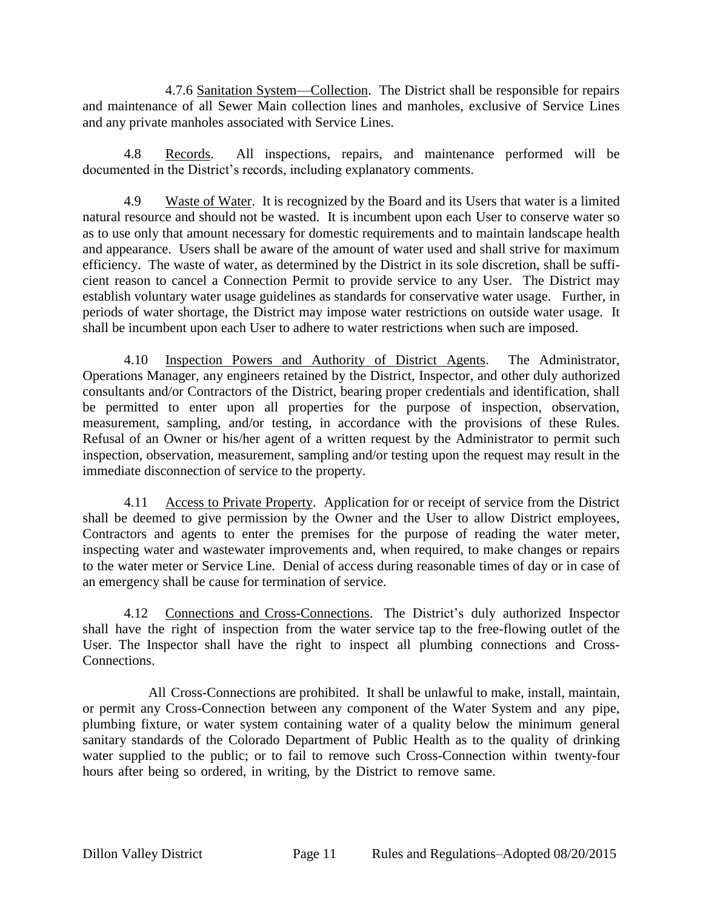4.7.6 Sanitation System—Collection. The District shall be responsible for repairs and maintenance of all Sewer Main collection lines and manholes, exclusive of Service Lines and any private manholes associated with Service Lines.

4.8 Records. All inspections, repairs, and maintenance performed will be documented in the District's records, including explanatory comments.

4.9 Waste of Water. It is recognized by the Board and its Users that water is a limited natural resource and should not be wasted. It is incumbent upon each User to conserve water so as to use only that amount necessary for domestic requirements and to maintain landscape health and appearance. Users shall be aware of the amount of water used and shall strive for maximum efficiency. The waste of water, as determined by the District in its sole discretion, shall be sufficient reason to cancel a Connection Permit to provide service to any User. The District may establish voluntary water usage guidelines as standards for conservative water usage. Further, in periods of water shortage, the District may impose water restrictions on outside water usage. It shall be incumbent upon each User to adhere to water restrictions when such are imposed.

4.10 Inspection Powers and Authority of District Agents. The Administrator, Operations Manager, any engineers retained by the District, Inspector, and other duly authorized consultants and/or Contractors of the District, bearing proper credentials and identification, shall be permitted to enter upon all properties for the purpose of inspection, observation, measurement, sampling, and/or testing, in accordance with the provisions of these Rules. Refusal of an Owner or his/her agent of a written request by the Administrator to permit such inspection, observation, measurement, sampling and/or testing upon the request may result in the immediate disconnection of service to the property.

4.11 Access to Private Property. Application for or receipt of service from the District shall be deemed to give permission by the Owner and the User to allow District employees, Contractors and agents to enter the premises for the purpose of reading the water meter, inspecting water and wastewater improvements and, when required, to make changes or repairs to the water meter or Service Line. Denial of access during reasonable times of day or in case of an emergency shall be cause for termination of service.

4.12 Connections and Cross-Connections. The District's duly authorized Inspector shall have the right of inspection from the water service tap to the free-flowing outlet of the User. The Inspector shall have the right to inspect all plumbing connections and Cross-Connections.

All Cross-Connections are prohibited. It shall be unlawful to make, install, maintain, or permit any Cross-Connection between any component of the Water System and any pipe, plumbing fixture, or water system containing water of a quality below the minimum general sanitary standards of the Colorado Department of Public Health as to the quality of drinking water supplied to the public; or to fail to remove such Cross-Connection within twenty-four hours after being so ordered, in writing, by the District to remove same.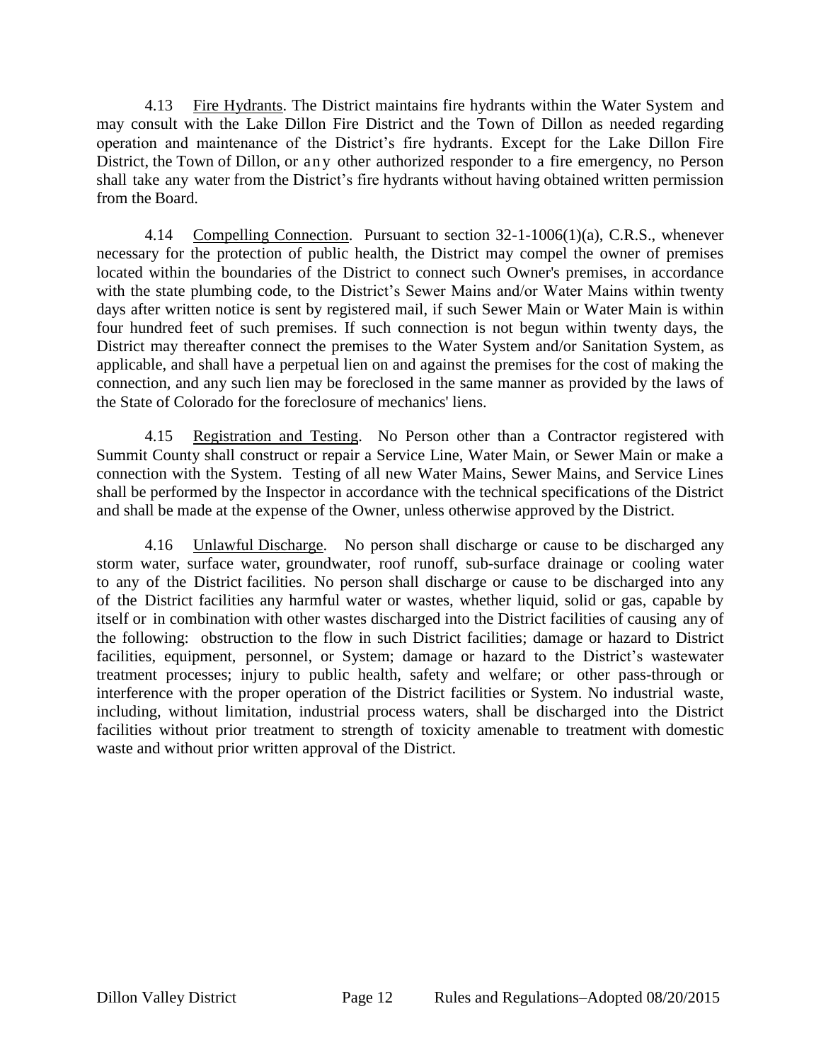4.13 Fire Hydrants. The District maintains fire hydrants within the Water System and may consult with the Lake Dillon Fire District and the Town of Dillon as needed regarding operation and maintenance of the District's fire hydrants. Except for the Lake Dillon Fire District, the Town of Dillon, or any other authorized responder to a fire emergency, no Person shall take any water from the District's fire hydrants without having obtained written permission from the Board.

4.14 Compelling Connection. Pursuant to section 32-1-1006(1)(a), C.R.S., whenever necessary for the protection of public health, the District may compel the owner of premises located within the boundaries of the District to connect such Owner's premises, in accordance with the state plumbing code, to the District's Sewer Mains and/or Water Mains within twenty days after written notice is sent by registered mail, if such Sewer Main or Water Main is within four hundred feet of such premises. If such connection is not begun within twenty days, the District may thereafter connect the premises to the Water System and/or Sanitation System, as applicable, and shall have a perpetual lien on and against the premises for the cost of making the connection, and any such lien may be foreclosed in the same manner as provided by the laws of the State of Colorado for the foreclosure of mechanics' liens.

4.15 Registration and Testing. No Person other than a Contractor registered with Summit County shall construct or repair a Service Line, Water Main, or Sewer Main or make a connection with the System. Testing of all new Water Mains, Sewer Mains, and Service Lines shall be performed by the Inspector in accordance with the technical specifications of the District and shall be made at the expense of the Owner, unless otherwise approved by the District.

4.16 Unlawful Discharge. No person shall discharge or cause to be discharged any storm water, surface water, groundwater, roof runoff, sub-surface drainage or cooling water to any of the District facilities. No person shall discharge or cause to be discharged into any of the District facilities any harmful water or wastes, whether liquid, solid or gas, capable by itself or in combination with other wastes discharged into the District facilities of causing any of the following: obstruction to the flow in such District facilities; damage or hazard to District facilities, equipment, personnel, or System; damage or hazard to the District's wastewater treatment processes; injury to public health, safety and welfare; or other pass-through or interference with the proper operation of the District facilities or System. No industrial waste, including, without limitation, industrial process waters, shall be discharged into the District facilities without prior treatment to strength of toxicity amenable to treatment with domestic waste and without prior written approval of the District.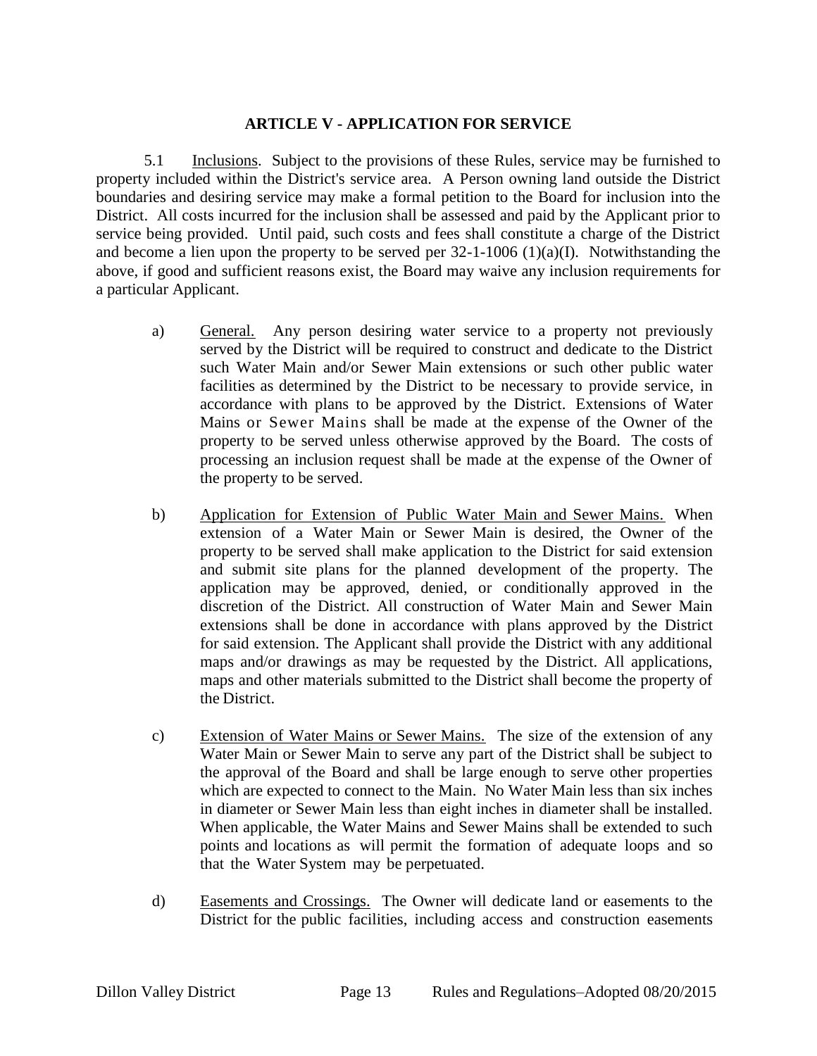## ARTICLE V - APPLICATION FOR SERVICE

5.1 Inclusions. Subject to the provisions of these Rules, service may be furnished to property included within the District's service area. A Person owning land outside the District boundaries and desiring service may make a formal petition to the Board for inclusion into the District. All costs incurred for the inclusion shall be assessed and paid by the Applicant prior to service being provided. Until paid, such costs and fees shall constitute a charge of the District and become a lien upon the property to be served per 32-1-1006 (1)(a)(I). Notwithstanding the above, if good and sufficient reasons exist, the Board may waive any inclusion requirements for a particular Applicant.

a) General. Any person desiring water service to a property not previously served by the District will be required to construct and dedicate to the District such Water Main and/or Sewer Main extensions or such other public water facilities as determined by the District to be necessary to provide service, in accordance with plans to be approved by the District. Extensions of Water Mains or Sewer Mains shall be made at the expense of the Owner of the property to be served unless otherwise approved by the Board. The costs of processing an inclusion request shall be made at the expense of the Owner of the property to be served.

b) Application for Extension of Public Water Main and Sewer Mains. When extension of a Water Main or Sewer Main is desired, the Owner of the property to be served shall make application to the District for said extension and submit site plans for the planned development of the property. The application may be approved, denied, or conditionally approved in the discretion of the District. All construction of Water Main and Sewer Main extensions shall be done in accordance with plans approved by the District for said extension. The Applicant shall provide the District with any additional maps and/or drawings as may be requested by the District. All applications, maps and other materials submitted to the District shall become the property of the District.

c) Extension of Water Mains or Sewer Mains. The size of the extension of any Water Main or Sewer Main to serve any part of the District shall be subject to the approval of the Board and shall be large enough to serve other properties which are expected to connect to the Main. No Water Main less than six inches in diameter or Sewer Main less than eight inches in diameter shall be installed. When applicable, the Water Mains and Sewer Mains shall be extended to such points and locations as will permit the formation of adequate loops and so that the Water System may be perpetuated.

d) Easements and Crossings. The Owner will dedicate land or easements to the District for the public facilities, including access and construction easements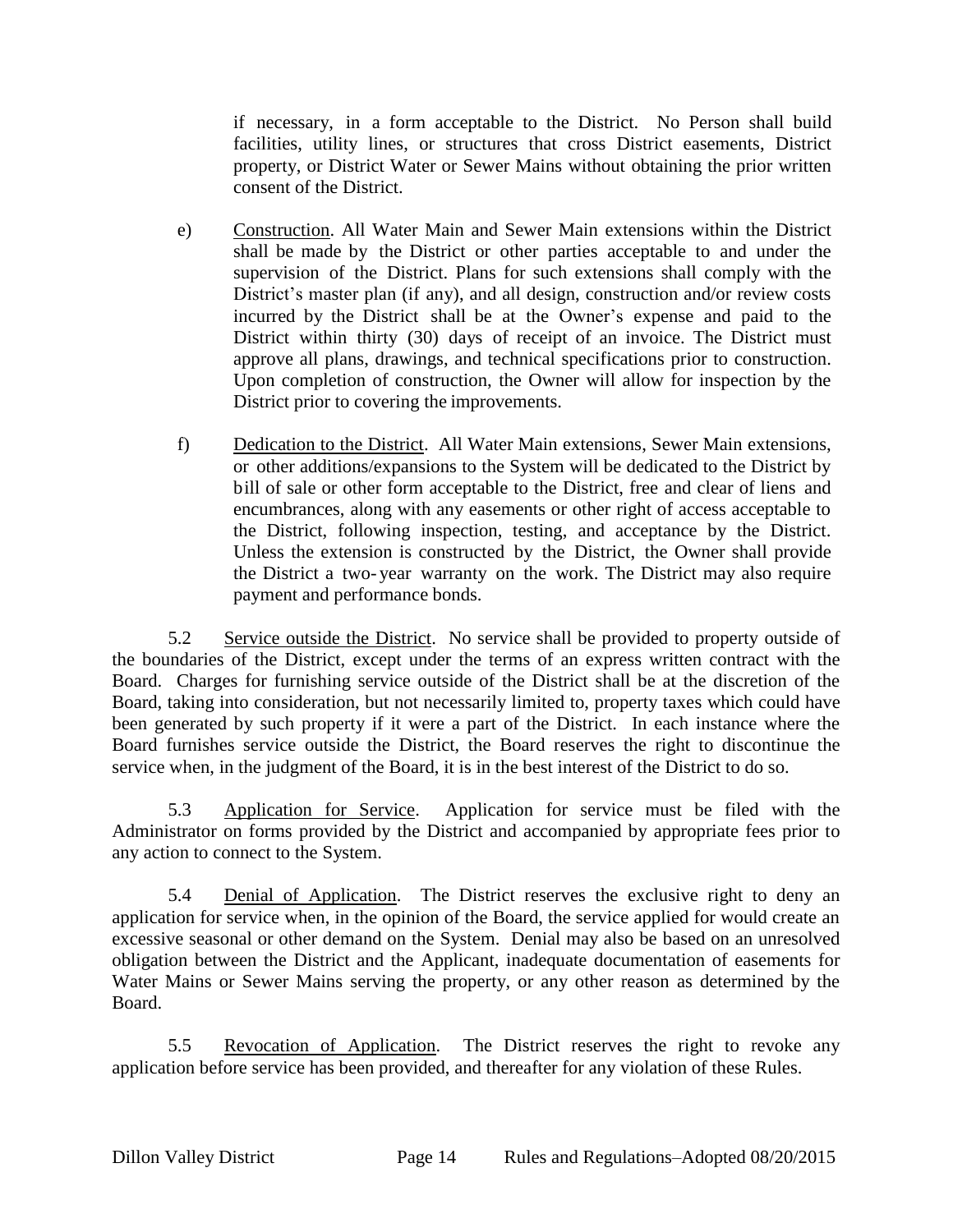if necessary, in a form acceptable to the District. No Person shall build facilities, utility lines, or structures that cross District easements, District property, or District Water or Sewer Mains without obtaining the prior written consent of the District.

e) Construction. All Water Main and Sewer Main extensions within the District shall be made by the District or other parties acceptable to and under the supervision of the District. Plans for such extensions shall comply with the District's master plan (if any), and all design, construction and/or review costs incurred by the District shall be at the Owner's expense and paid to the District within thirty (30) days of receipt of an invoice. The District must approve all plans, drawings, and technical specifications prior to construction. Upon completion of construction, the Owner will allow for inspection by the District prior to covering the improvements.

f) Dedication to the District. All Water Main extensions, Sewer Main extensions, or other additions/expansions to the System will be dedicated to the District by bill of sale or other form acceptable to the District, free and clear of liens and encumbrances, along with any easements or other right of access acceptable to the District, following inspection, testing, and acceptance by the District. Unless the extension is constructed by the District, the Owner shall provide the District a two-year warranty on the work. The District may also require payment and performance bonds.

5.2 Service outside the District. No service shall be provided to property outside of the boundaries of the District, except under the terms of an express written contract with the Board. Charges for furnishing service outside of the District shall be at the discretion of the Board, taking into consideration, but not necessarily limited to, property taxes which could have been generated by such property if it were a part of the District. In each instance where the Board furnishes service outside the District, the Board reserves the right to discontinue the service when, in the judgment of the Board, it is in the best interest of the District to do so.

5.3 Application for Service. Application for service must be filed with the Administrator on forms provided by the District and accompanied by appropriate fees prior to any action to connect to the System.

5.4 Denial of Application. The District reserves the exclusive right to deny an application for service when, in the opinion of the Board, the service applied for would create an excessive seasonal or other demand on the System. Denial may also be based on an unresolved obligation between the District and the Applicant, inadequate documentation of easements for Water Mains or Sewer Mains serving the property, or any other reason as determined by the Board.

5.5 Revocation of Application. The District reserves the right to revoke any application before service has been provided, and thereafter for any violation of these Rules.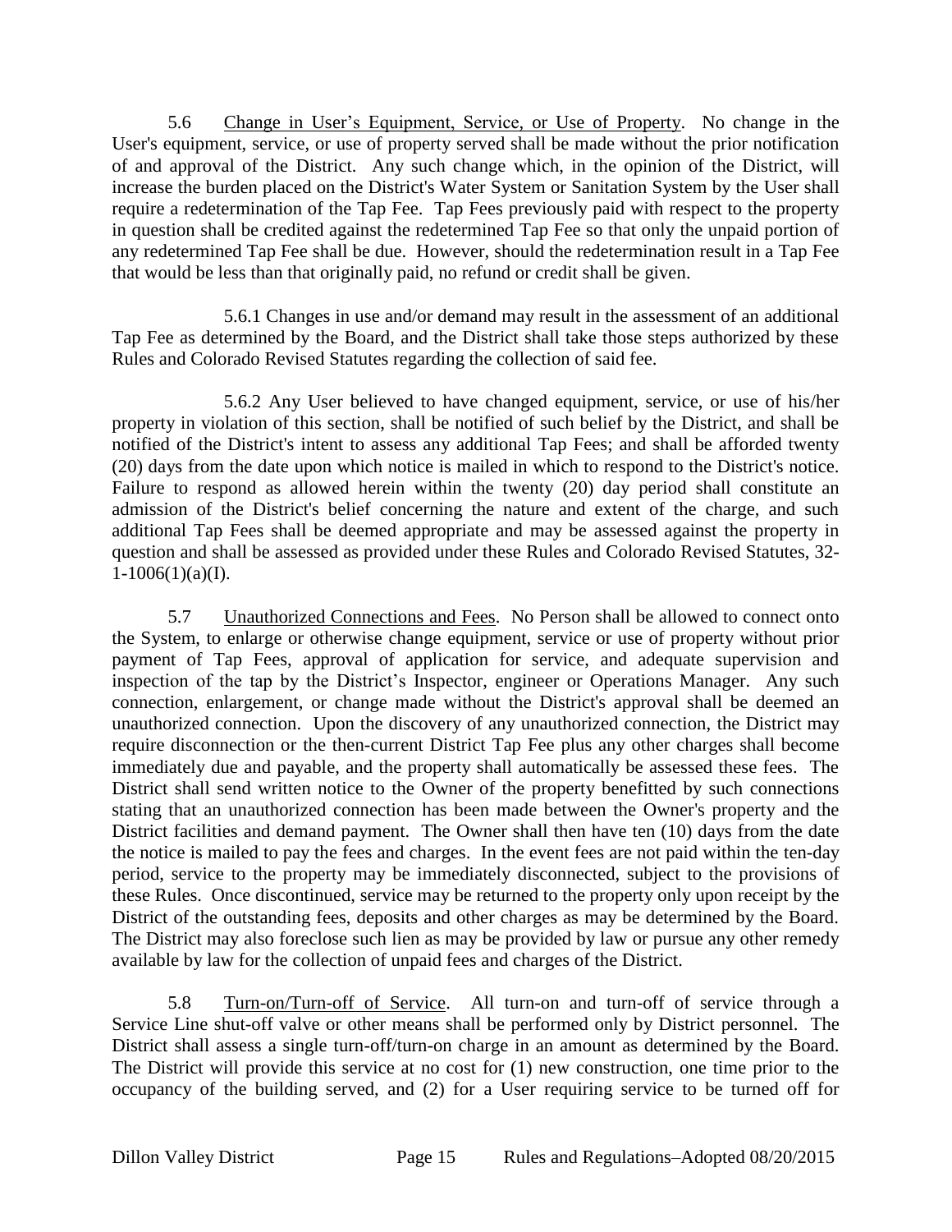5.6 Change in User's Equipment, Service, or Use of Property. No change in the User's equipment, service, or use of property served shall be made without the prior notification of and approval of the District. Any such change which, in the opinion of the District, will increase the burden placed on the District's Water System or Sanitation System by the User shall require a redetermination of the Tap Fee. Tap Fees previously paid with respect to the property in question shall be credited against the redetermined Tap Fee so that only the unpaid portion of any redetermined Tap Fee shall be due. However, should the redetermination result in a Tap Fee that would be less than that originally paid, no refund or credit shall be given.

5.6.1 Changes in use and/or demand may result in the assessment of an additional Tap Fee as determined by the Board, and the District shall take those steps authorized by these Rules and Colorado Revised Statutes regarding the collection of said fee.

5.6.2 Any User believed to have changed equipment, service, or use of his/her property in violation of this section, shall be notified of such belief by the District, and shall be notified of the District's intent to assess any additional Tap Fees; and shall be afforded twenty (20) days from the date upon which notice is mailed in which to respond to the District's notice. Failure to respond as allowed herein within the twenty (20) day period shall constitute an admission of the District's belief concerning the nature and extent of the charge, and such additional Tap Fees shall be deemed appropriate and may be assessed against the property in question and shall be assessed as provided under these Rules and Colorado Revised Statutes, 32-1-1006(1)(a)(I).

5.7 Unauthorized Connections and Fees. No Person shall be allowed to connect onto the System, to enlarge or otherwise change equipment, service or use of property without prior payment of Tap Fees, approval of application for service, and adequate supervision and inspection of the tap by the District's Inspector, engineer or Operations Manager. Any such connection, enlargement, or change made without the District's approval shall be deemed an unauthorized connection. Upon the discovery of any unauthorized connection, the District may require disconnection or the then-current District Tap Fee plus any other charges shall become immediately due and payable, and the property shall automatically be assessed these fees. The District shall send written notice to the Owner of the property benefitted by such connections stating that an unauthorized connection has been made between the Owner's property and the District facilities and demand payment. The Owner shall then have ten (10) days from the date the notice is mailed to pay the fees and charges. In the event fees are not paid within the ten-day period, service to the property may be immediately disconnected, subject to the provisions of these Rules. Once discontinued, service may be returned to the property only upon receipt by the District of the outstanding fees, deposits and other charges as may be determined by the Board. The District may also foreclose such lien as may be provided by law or pursue any other remedy available by law for the collection of unpaid fees and charges of the District.

5.8 Turn-on/Turn-off of Service. All turn-on and turn-off of service through a Service Line shut-off valve or other means shall be performed only by District personnel. The District shall assess a single turn-off/turn-on charge in an amount as determined by the Board. The District will provide this service at no cost for (1) new construction, one time prior to the occupancy of the building served, and (2) for a User requiring service to be turned off for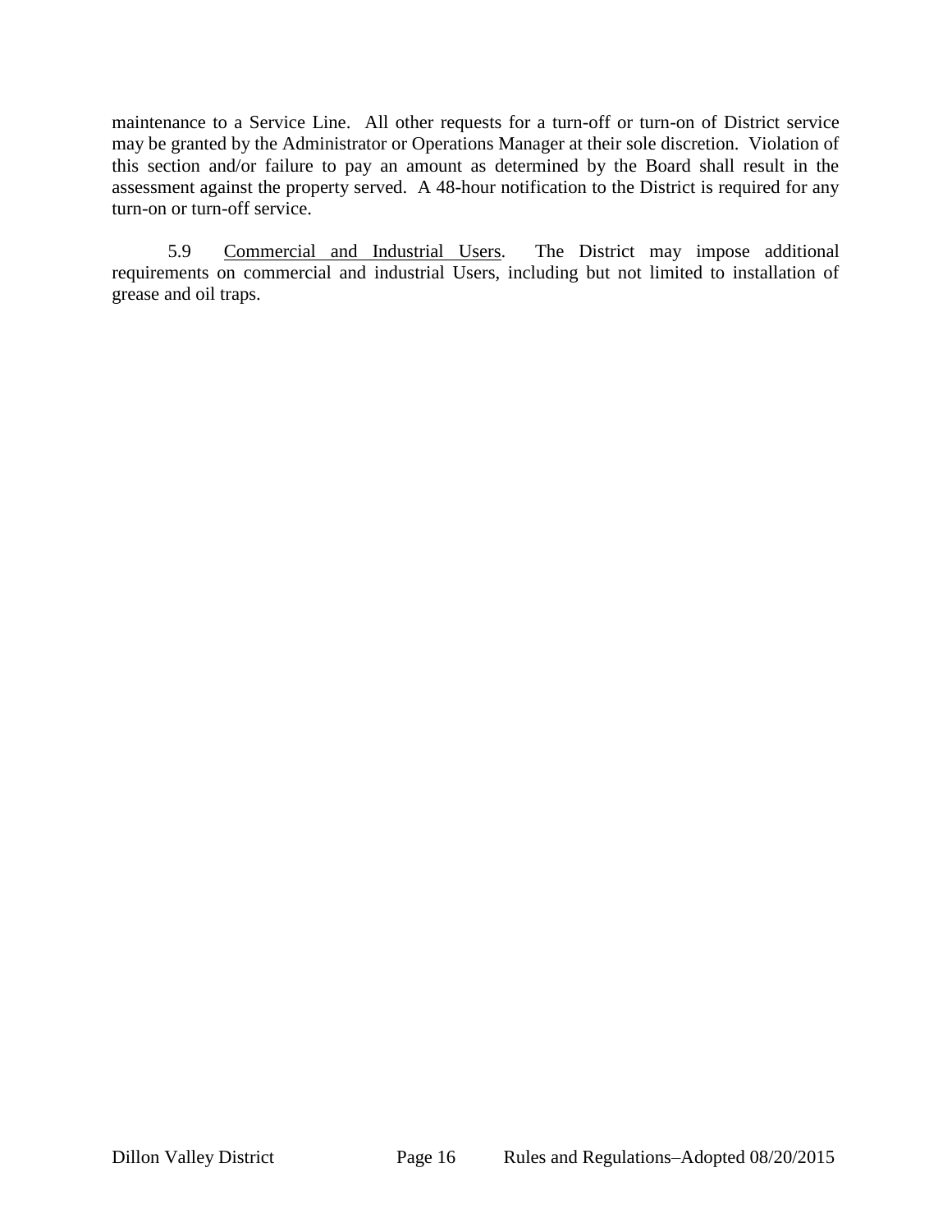maintenance to a Service Line. All other requests for a turn-off or turn-on of District service may be granted by the Administrator or Operations Manager at their sole discretion. Violation of this section and/or failure to pay an amount as determined by the Board shall result in the assessment against the property served. A 48-hour notification to the District is required for any turn-on or turn-off service.

5.9 Commercial and Industrial Users. The District may impose additional requirements on commercial and industrial Users, including but not limited to installation of grease and oil traps.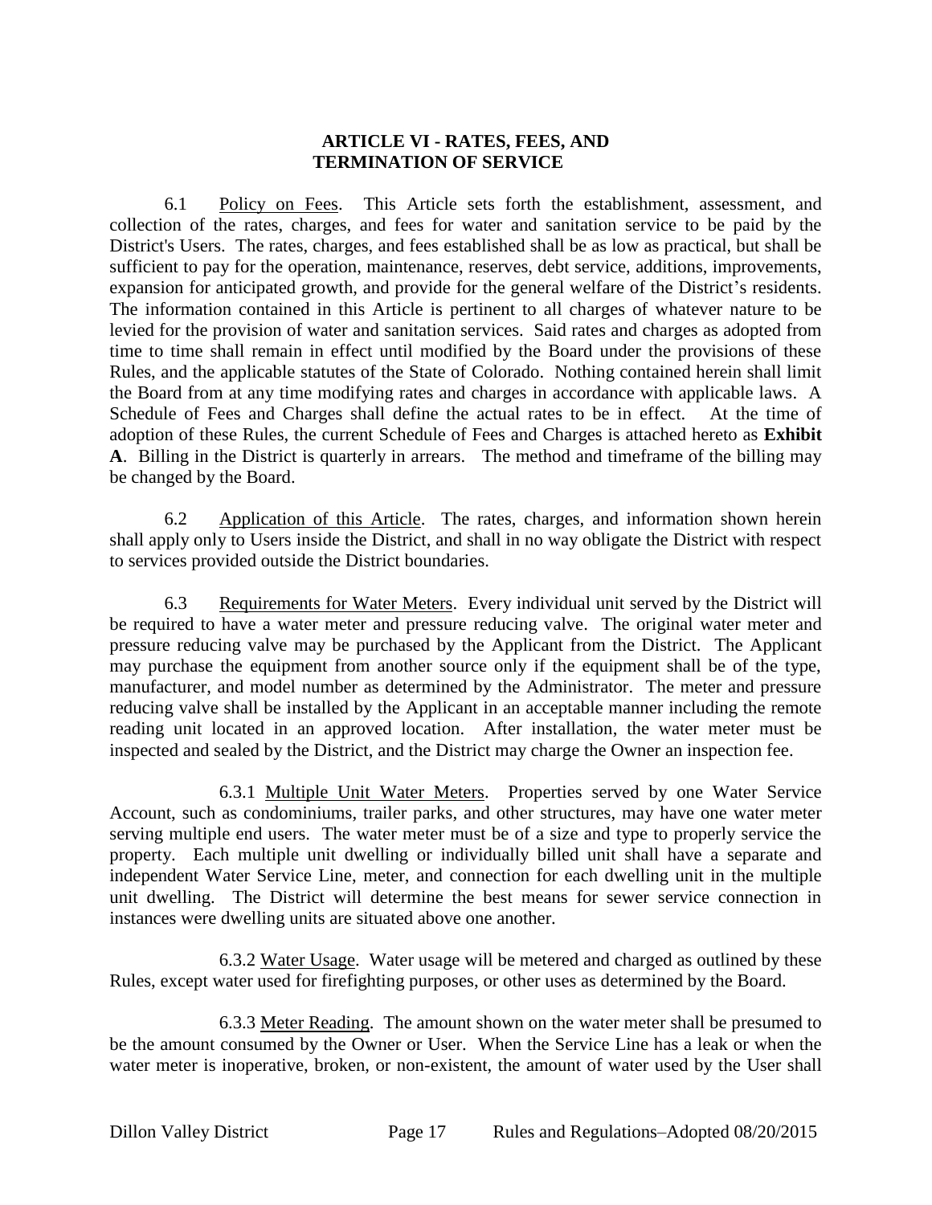## ARTICLE VI - RATES, FEES, AND TERMINATION OF SERVICE

6.1 Policy on Fees. This Article sets forth the establishment, assessment, and collection of the rates, charges, and fees for water and sanitation service to be paid by the District's Users. The rates, charges, and fees established shall be as low as practical, but shall be sufficient to pay for the operation, maintenance, reserves, debt service, additions, improvements, expansion for anticipated growth, and provide for the general welfare of the District's residents. The information contained in this Article is pertinent to all charges of whatever nature to be levied for the provision of water and sanitation services. Said rates and charges as adopted from time to time shall remain in effect until modified by the Board under the provisions of these Rules, and the applicable statutes of the State of Colorado. Nothing contained herein shall limit the Board from at any time modifying rates and charges in accordance with applicable laws. A Schedule of Fees and Charges shall define the actual rates to be in effect. At the time of adoption of these Rules, the current Schedule of Fees and Charges is attached hereto as **Exhibit A**. Billing in the District is quarterly in arrears. The method and timeframe of the billing may be changed by the Board.

6.2 Application of this Article. The rates, charges, and information shown herein shall apply only to Users inside the District, and shall in no way obligate the District with respect to services provided outside the District boundaries.

6.3 Requirements for Water Meters. Every individual unit served by the District will be required to have a water meter and pressure reducing valve. The original water meter and pressure reducing valve may be purchased by the Applicant from the District. The Applicant may purchase the equipment from another source only if the equipment shall be of the type, manufacturer, and model number as determined by the Administrator. The meter and pressure reducing valve shall be installed by the Applicant in an acceptable manner including the remote reading unit located in an approved location. After installation, the water meter must be inspected and sealed by the District, and the District may charge the Owner an inspection fee.

6.3.1 Multiple Unit Water Meters. Properties served by one Water Service Account, such as condominiums, trailer parks, and other structures, may have one water meter serving multiple end users. The water meter must be of a size and type to properly service the property. Each multiple unit dwelling or individually billed unit shall have a separate and independent Water Service Line, meter, and connection for each dwelling unit in the multiple unit dwelling. The District will determine the best means for sewer service connection in instances were dwelling units are situated above one another.

6.3.2 Water Usage. Water usage will be metered and charged as outlined by these Rules, except water used for firefighting purposes, or other uses as determined by the Board.

6.3.3 Meter Reading. The amount shown on the water meter shall be presumed to be the amount consumed by the Owner or User. When the Service Line has a leak or when the water meter is inoperative, broken, or non-existent, the amount of water used by the User shall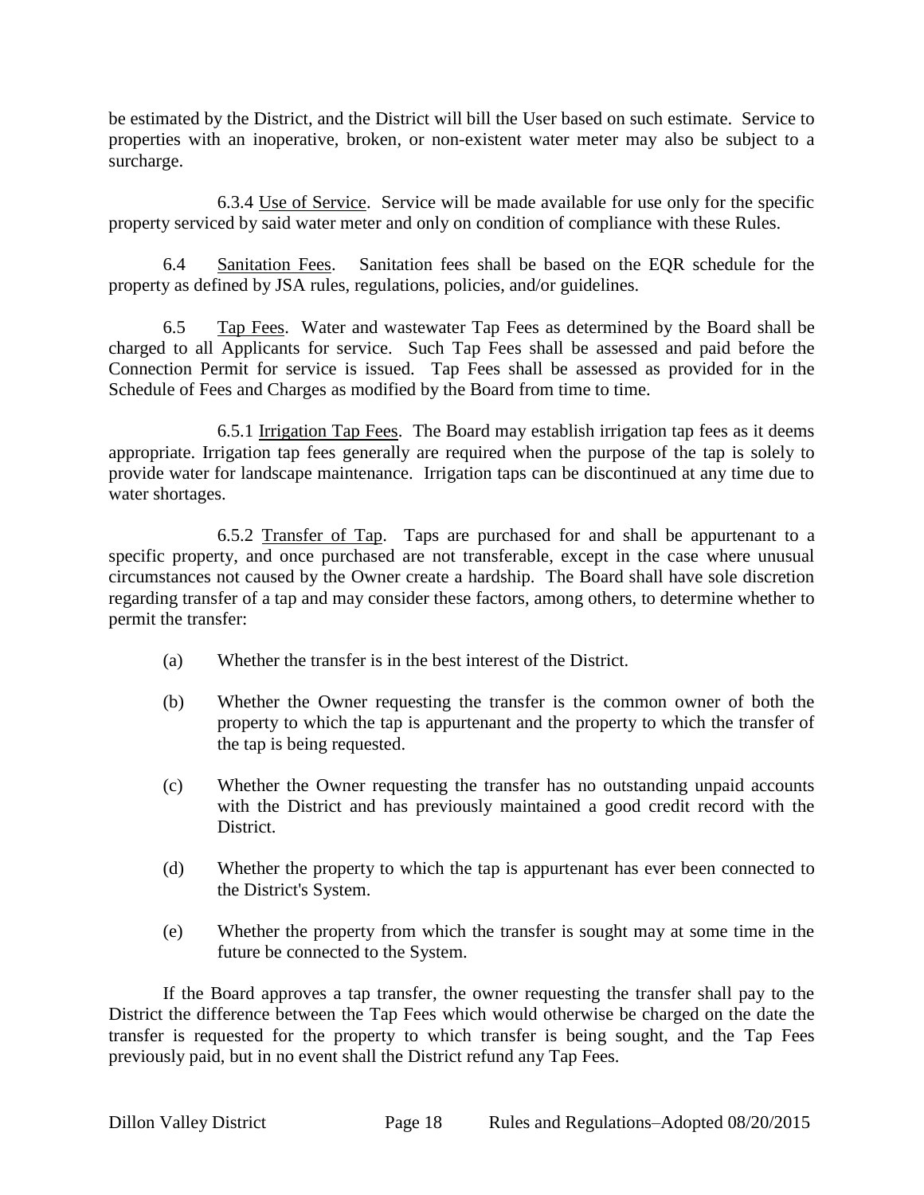be estimated by the District, and the District will bill the User based on such estimate. Service to properties with an inoperative, broken, or non-existent water meter may also be subject to a surcharge.

6.3.4 Use of Service. Service will be made available for use only for the specific property serviced by said water meter and only on condition of compliance with these Rules.

6.4 Sanitation Fees. Sanitation fees shall be based on the EQR schedule for the property as defined by JSA rules, regulations, policies, and/or guidelines.

6.5 Tap Fees. Water and wastewater Tap Fees as determined by the Board shall be charged to all Applicants for service. Such Tap Fees shall be assessed and paid before the Connection Permit for service is issued. Tap Fees shall be assessed as provided for in the Schedule of Fees and Charges as modified by the Board from time to time.

6.5.1 Irrigation Tap Fees. The Board may establish irrigation tap fees as it deems appropriate. Irrigation tap fees generally are required when the purpose of the tap is solely to provide water for landscape maintenance. Irrigation taps can be discontinued at any time due to water shortages.

6.5.2 Transfer of Tap. Taps are purchased for and shall be appurtenant to a specific property, and once purchased are not transferable, except in the case where unusual circumstances not caused by the Owner create a hardship. The Board shall have sole discretion regarding transfer of a tap and may consider these factors, among others, to determine whether to permit the transfer:

(a) Whether the transfer is in the best interest of the District.

(b) Whether the Owner requesting the transfer is the common owner of both the property to which the tap is appurtenant and the property to which the transfer of the tap is being requested.

(c) Whether the Owner requesting the transfer has no outstanding unpaid accounts with the District and has previously maintained a good credit record with the District.

(d) Whether the property to which the tap is appurtenant has ever been connected to the District's System.

(e) Whether the property from which the transfer is sought may at some time in the future be connected to the System.

If the Board approves a tap transfer, the owner requesting the transfer shall pay to the District the difference between the Tap Fees which would otherwise be charged on the date the transfer is requested for the property to which transfer is being sought, and the Tap Fees previously paid, but in no event shall the District refund any Tap Fees.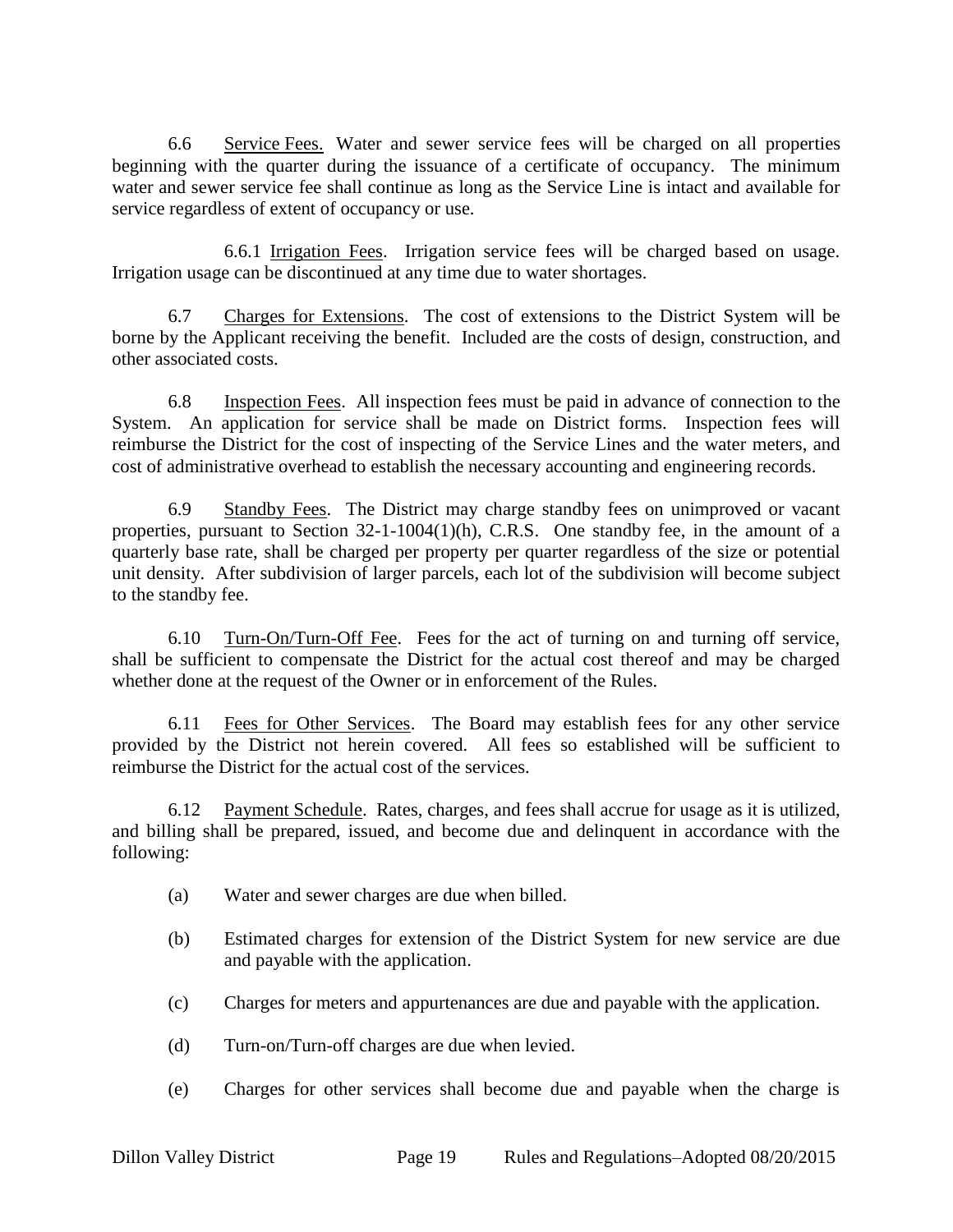6.6 Service Fees. Water and sewer service fees will be charged on all properties beginning with the quarter during the issuance of a certificate of occupancy. The minimum water and sewer service fee shall continue as long as the Service Line is intact and available for service regardless of extent of occupancy or use.

6.6.1 Irrigation Fees. Irrigation service fees will be charged based on usage. Irrigation usage can be discontinued at any time due to water shortages.

6.7 Charges for Extensions. The cost of extensions to the District System will be borne by the Applicant receiving the benefit. Included are the costs of design, construction, and other associated costs.

6.8 Inspection Fees. All inspection fees must be paid in advance of connection to the System. An application for service shall be made on District forms. Inspection fees will reimburse the District for the cost of inspecting of the Service Lines and the water meters, and cost of administrative overhead to establish the necessary accounting and engineering records.

6.9 Standby Fees. The District may charge standby fees on unimproved or vacant properties, pursuant to Section 32-1-1004(1)(h), C.R.S. One standby fee, in the amount of a quarterly base rate, shall be charged per property per quarter regardless of the size or potential unit density. After subdivision of larger parcels, each lot of the subdivision will become subject to the standby fee.

6.10 Turn-On/Turn-Off Fee. Fees for the act of turning on and turning off service, shall be sufficient to compensate the District for the actual cost thereof and may be charged whether done at the request of the Owner or in enforcement of the Rules.

6.11 Fees for Other Services. The Board may establish fees for any other service provided by the District not herein covered. All fees so established will be sufficient to reimburse the District for the actual cost of the services.

6.12 Payment Schedule. Rates, charges, and fees shall accrue for usage as it is utilized, and billing shall be prepared, issued, and become due and delinquent in accordance with the following:

(a) Water and sewer charges are due when billed.

(b) Estimated charges for extension of the District System for new service are due and payable with the application.

(c) Charges for meters and appurtenances are due and payable with the application.

(d) Turn-on/Turn-off charges are due when levied.

(e) Charges for other services shall become due and payable when the charge is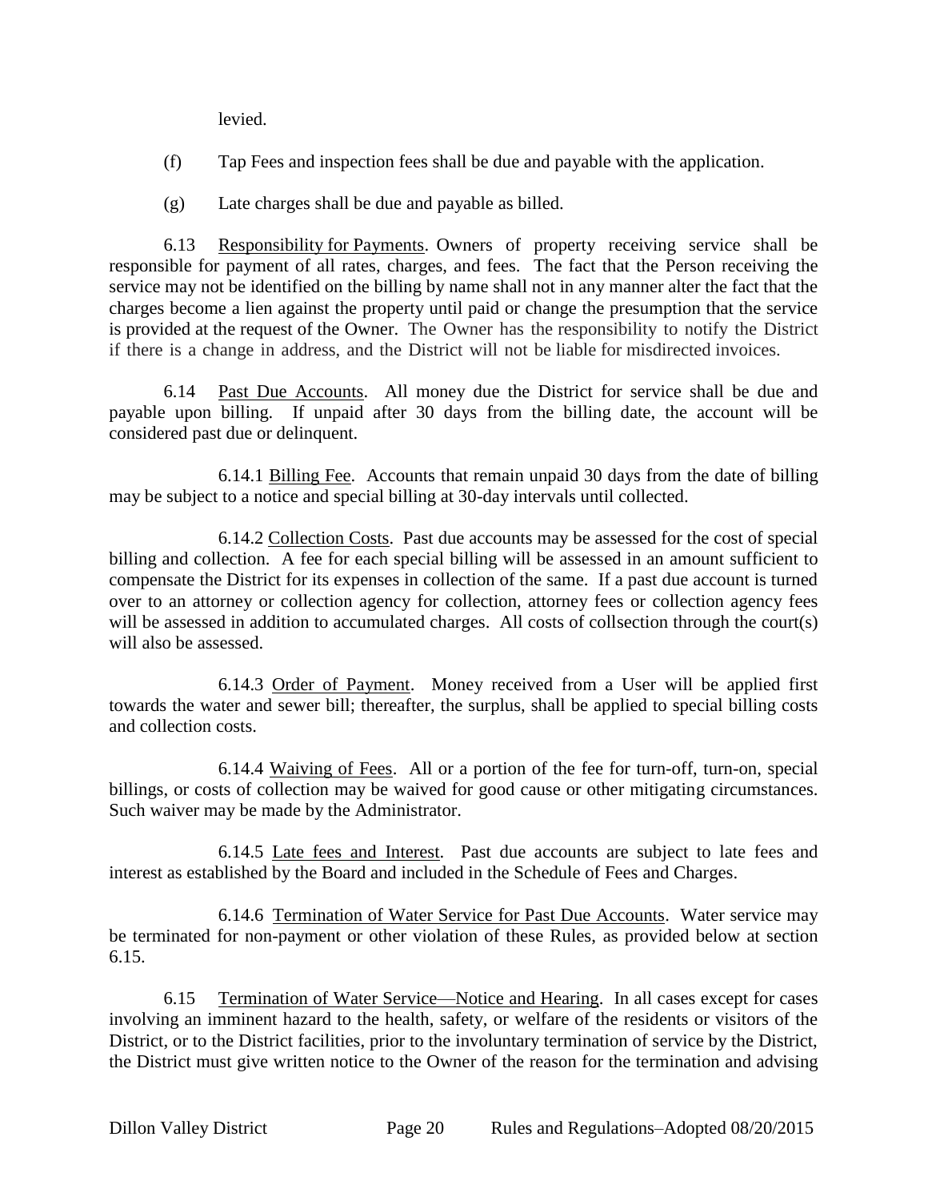levied.

(f) Tap Fees and inspection fees shall be due and payable with the application.

(g) Late charges shall be due and payable as billed.

6.13 Responsibility for Payments. Owners of property receiving service shall be responsible for payment of all rates, charges, and fees. The fact that the Person receiving the service may not be identified on the billing by name shall not in any manner alter the fact that the charges become a lien against the property until paid or change the presumption that the service is provided at the request of the Owner. The Owner has the responsibility to notify the District if there is a change in address, and the District will not be liable for misdirected invoices.

6.14 Past Due Accounts. All money due the District for service shall be due and payable upon billing. If unpaid after 30 days from the billing date, the account will be considered past due or delinquent.

6.14.1 Billing Fee. Accounts that remain unpaid 30 days from the date of billing may be subject to a notice and special billing at 30-day intervals until collected.

6.14.2 Collection Costs. Past due accounts may be assessed for the cost of special billing and collection. A fee for each special billing will be assessed in an amount sufficient to compensate the District for its expenses in collection of the same. If a past due account is turned over to an attorney or collection agency for collection, attorney fees or collection agency fees will be assessed in addition to accumulated charges. All costs of collsection through the court(s) will also be assessed.

6.14.3 Order of Payment. Money received from a User will be applied first towards the water and sewer bill; thereafter, the surplus, shall be applied to special billing costs and collection costs.

6.14.4 Waiving of Fees. All or a portion of the fee for turn-off, turn-on, special billings, or costs of collection may be waived for good cause or other mitigating circumstances. Such waiver may be made by the Administrator.

6.14.5 Late fees and Interest. Past due accounts are subject to late fees and interest as established by the Board and included in the Schedule of Fees and Charges.

6.14.6 Termination of Water Service for Past Due Accounts. Water service may be terminated for non-payment or other violation of these Rules, as provided below at section 6.15.

6.15 Termination of Water Service—Notice and Hearing. In all cases except for cases involving an imminent hazard to the health, safety, or welfare of the residents or visitors of the District, or to the District facilities, prior to the involuntary termination of service by the District, the District must give written notice to the Owner of the reason for the termination and advising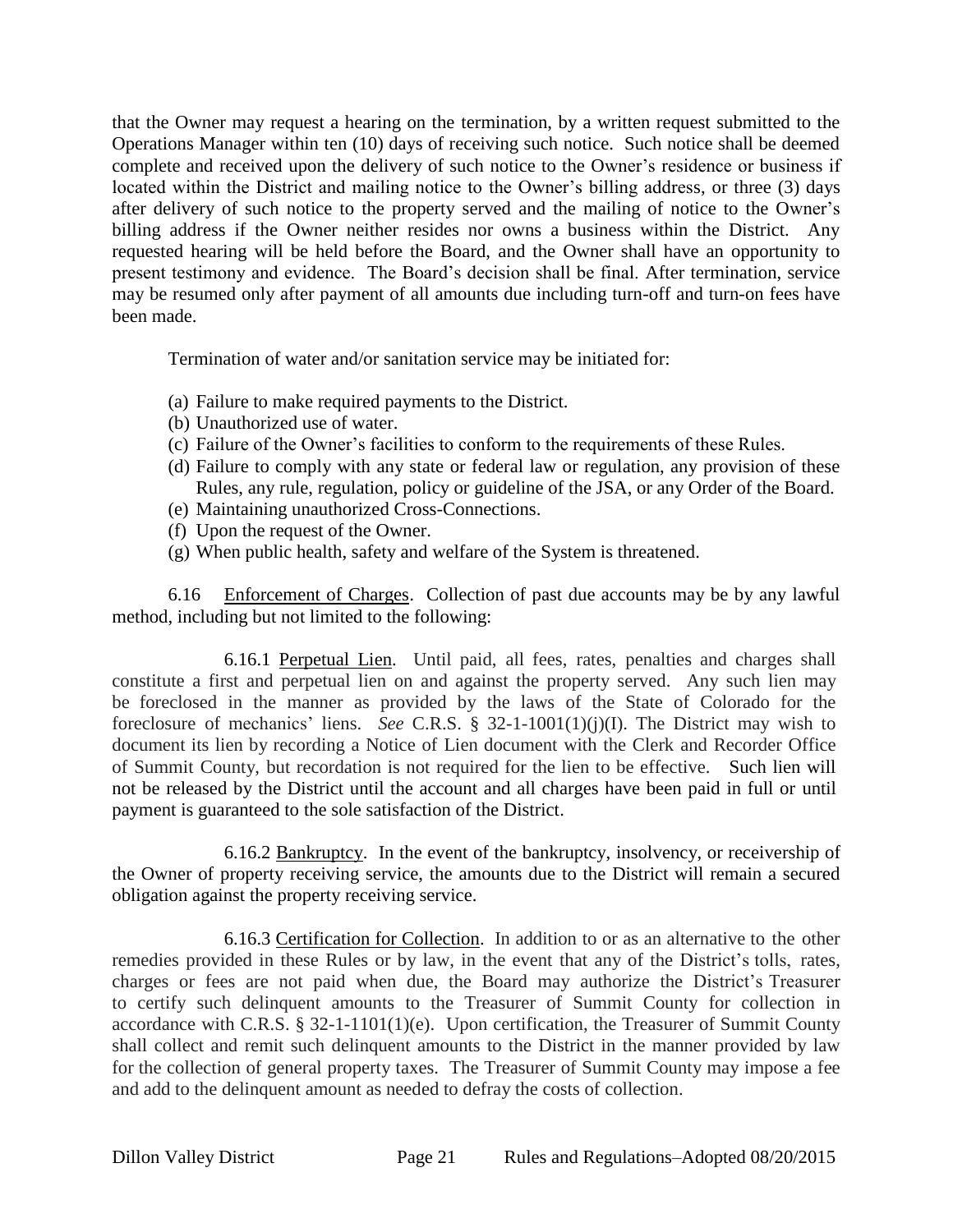that the Owner may request a hearing on the termination, by a written request submitted to the Operations Manager within ten (10) days of receiving such notice. Such notice shall be deemed complete and received upon the delivery of such notice to the Owner's residence or business if located within the District and mailing notice to the Owner's billing address, or three (3) days after delivery of such notice to the property served and the mailing of notice to the Owner's billing address if the Owner neither resides nor owns a business within the District. Any requested hearing will be held before the Board, and the Owner shall have an opportunity to present testimony and evidence. The Board's decision shall be final. After termination, service may be resumed only after payment of all amounts due including turn-off and turn-on fees have been made.

Termination of water and/or sanitation service may be initiated for:

(a) Failure to make required payments to the District.
(b) Unauthorized use of water.
(c) Failure of the Owner's facilities to conform to the requirements of these Rules.
(d) Failure to comply with any state or federal law or regulation, any provision of these Rules, any rule, regulation, policy or guideline of the JSA, or any Order of the Board.
(e) Maintaining unauthorized Cross-Connections.
(f) Upon the request of the Owner.
(g) When public health, safety and welfare of the System is threatened.

6.16 Enforcement of Charges. Collection of past due accounts may be by any lawful method, including but not limited to the following:

6.16.1 Perpetual Lien. Until paid, all fees, rates, penalties and charges shall constitute a first and perpetual lien on and against the property served. Any such lien may be foreclosed in the manner as provided by the laws of the State of Colorado for the foreclosure of mechanics' liens. *See* C.R.S. § 32-1-1001(1)(j)(I). The District may wish to document its lien by recording a Notice of Lien document with the Clerk and Recorder Office of Summit County, but recordation is not required for the lien to be effective. Such lien will not be released by the District until the account and all charges have been paid in full or until payment is guaranteed to the sole satisfaction of the District.

6.16.2 Bankruptcy. In the event of the bankruptcy, insolvency, or receivership of the Owner of property receiving service, the amounts due to the District will remain a secured obligation against the property receiving service.

6.16.3 Certification for Collection. In addition to or as an alternative to the other remedies provided in these Rules or by law, in the event that any of the District's tolls, rates, charges or fees are not paid when due, the Board may authorize the District's Treasurer to certify such delinquent amounts to the Treasurer of Summit County for collection in accordance with C.R.S. § 32-1-1101(1)(e). Upon certification, the Treasurer of Summit County shall collect and remit such delinquent amounts to the District in the manner provided by law for the collection of general property taxes. The Treasurer of Summit County may impose a fee and add to the delinquent amount as needed to defray the costs of collection.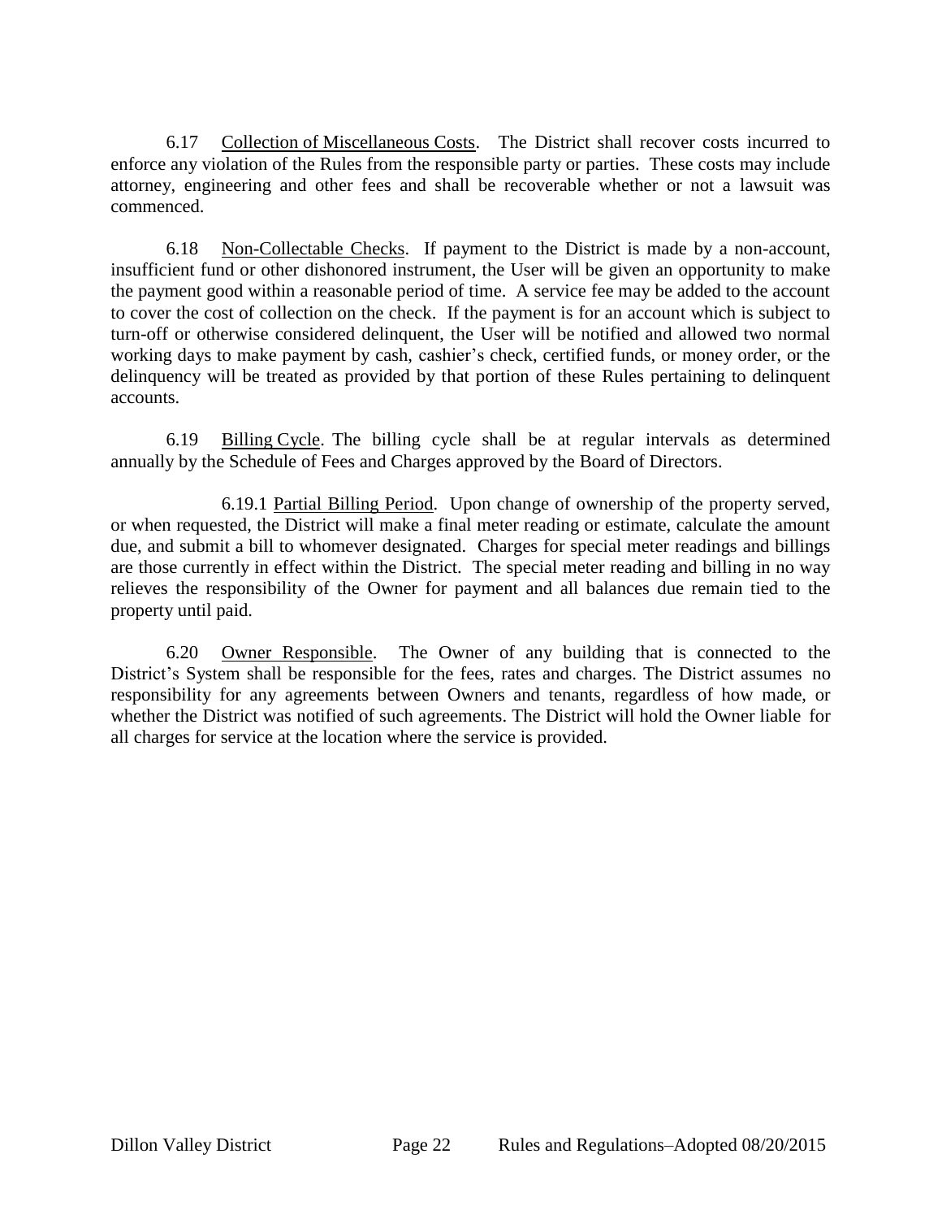6.17 Collection of Miscellaneous Costs. The District shall recover costs incurred to enforce any violation of the Rules from the responsible party or parties. These costs may include attorney, engineering and other fees and shall be recoverable whether or not a lawsuit was commenced.

6.18 Non-Collectable Checks. If payment to the District is made by a non-account, insufficient fund or other dishonored instrument, the User will be given an opportunity to make the payment good within a reasonable period of time. A service fee may be added to the account to cover the cost of collection on the check. If the payment is for an account which is subject to turn-off or otherwise considered delinquent, the User will be notified and allowed two normal working days to make payment by cash, cashier's check, certified funds, or money order, or the delinquency will be treated as provided by that portion of these Rules pertaining to delinquent accounts.

6.19 Billing Cycle. The billing cycle shall be at regular intervals as determined annually by the Schedule of Fees and Charges approved by the Board of Directors.

6.19.1 Partial Billing Period. Upon change of ownership of the property served, or when requested, the District will make a final meter reading or estimate, calculate the amount due, and submit a bill to whomever designated. Charges for special meter readings and billings are those currently in effect within the District. The special meter reading and billing in no way relieves the responsibility of the Owner for payment and all balances due remain tied to the property until paid.

6.20 Owner Responsible. The Owner of any building that is connected to the District's System shall be responsible for the fees, rates and charges. The District assumes no responsibility for any agreements between Owners and tenants, regardless of how made, or whether the District was notified of such agreements. The District will hold the Owner liable for all charges for service at the location where the service is provided.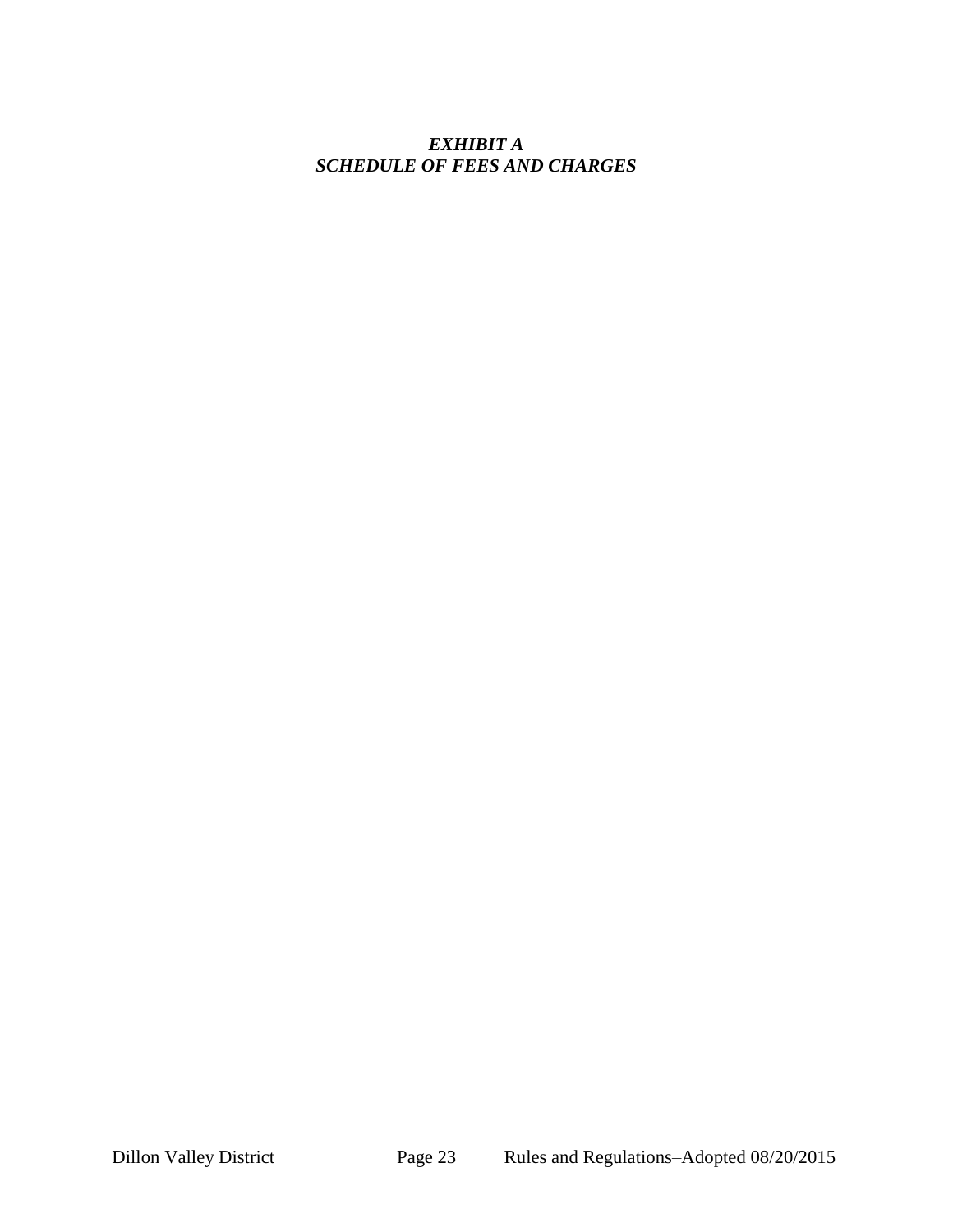### ***EXHIBIT A***
### ***SCHEDULE OF FEES AND CHARGES***